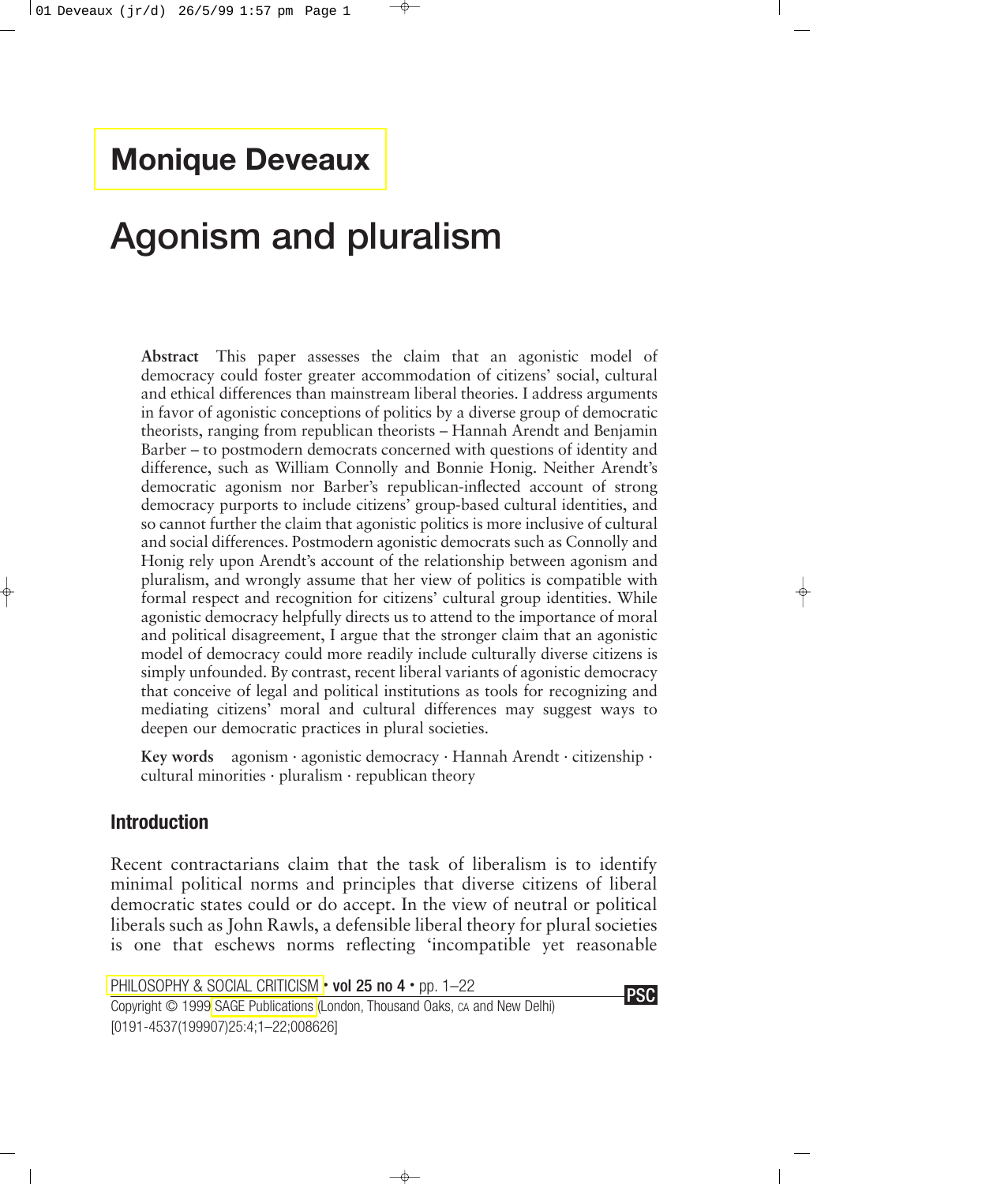**Monique Deveaux**

# Agonism and pluralism

**Abstract** This paper assesses the claim that an agonistic model of democracy could foster greater accommodation of citizens' social, cultural and ethical differences than mainstream liberal theories. I address arguments in favor of agonistic conceptions of politics by a diverse group of democratic theorists, ranging from republican theorists – Hannah Arendt and Benjamin Barber – to postmodern democrats concerned with questions of identity and difference, such as William Connolly and Bonnie Honig. Neither Arendt's democratic agonism nor Barber's republican-inflected account of strong democracy purports to include citizens' group-based cultural identities, and so cannot further the claim that agonistic politics is more inclusive of cultural and social differences. Postmodern agonistic democrats such as Connolly and Honig rely upon Arendt's account of the relationship between agonism and pluralism, and wrongly assume that her view of politics is compatible with formal respect and recognition for citizens' cultural group identities. While agonistic democracy helpfully directs us to attend to the importance of moral and political disagreement, I argue that the stronger claim that an agonistic model of democracy could more readily include culturally diverse citizens is simply unfounded. By contrast, recent liberal variants of agonistic democracy that conceive of legal and political institutions as tools for recognizing and mediating citizens' moral and cultural differences may suggest ways to deepen our democratic practices in plural societies.

**Key words** agonism · agonistic democracy · Hannah Arendt · citizenship · cultural minorities · pluralism · republican theory

## Introduction

Recent contractarians claim that the task of liberalism is to identify minimal political norms and principles that diverse citizens of liberal democratic states could or do accept. In the view of neutral or political liberals such as John Rawls, a defensible liberal theory for plural societies is one that eschews norms reflecting 'incompatible yet reasonable

PHILOSOPHY & SOCIAL CRITICISM • vol 25 no 4 • pp. 1–22
Copyright © 1999 SAGE Publications (London, Thousand Oaks, CA and New Delhi)
[0191-4537(199907)25:4;1–22;008626]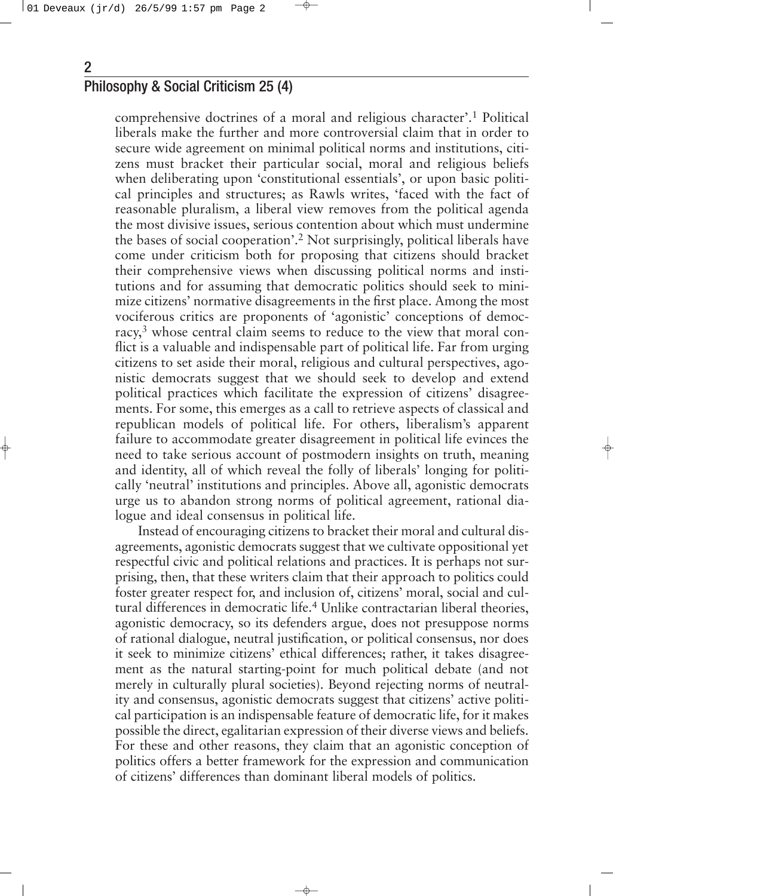comprehensive doctrines of a moral and religious character'.[1] Political liberals make the further and more controversial claim that in order to secure wide agreement on minimal political norms and institutions, citizens must bracket their particular social, moral and religious beliefs when deliberating upon 'constitutional essentials', or upon basic political principles and structures; as Rawls writes, 'faced with the fact of reasonable pluralism, a liberal view removes from the political agenda the most divisive issues, serious contention about which must undermine the bases of social cooperation'.[2] Not surprisingly, political liberals have come under criticism both for proposing that citizens should bracket their comprehensive views when discussing political norms and institutions and for assuming that democratic politics should seek to minimize citizens' normative disagreements in the first place. Among the most vociferous critics are proponents of 'agonistic' conceptions of democracy,[3] whose central claim seems to reduce to the view that moral conflict is a valuable and indispensable part of political life. Far from urging citizens to set aside their moral, religious and cultural perspectives, agonistic democrats suggest that we should seek to develop and extend political practices which facilitate the expression of citizens' disagreements. For some, this emerges as a call to retrieve aspects of classical and republican models of political life. For others, liberalism's apparent failure to accommodate greater disagreement in political life evinces the need to take serious account of postmodern insights on truth, meaning and identity, all of which reveal the folly of liberals' longing for politically 'neutral' institutions and principles. Above all, agonistic democrats urge us to abandon strong norms of political agreement, rational dialogue and ideal consensus in political life.

Instead of encouraging citizens to bracket their moral and cultural disagreements, agonistic democrats suggest that we cultivate oppositional yet respectful civic and political relations and practices. It is perhaps not surprising, then, that these writers claim that their approach to politics could foster greater respect for, and inclusion of, citizens' moral, social and cultural differences in democratic life.[4] Unlike contractarian liberal theories, agonistic democracy, so its defenders argue, does not presuppose norms of rational dialogue, neutral justification, or political consensus, nor does it seek to minimize citizens' ethical differences; rather, it takes disagreement as the natural starting-point for much political debate (and not merely in culturally plural societies). Beyond rejecting norms of neutrality and consensus, agonistic democrats suggest that citizens' active political participation is an indispensable feature of democratic life, for it makes possible the direct, egalitarian expression of their diverse views and beliefs. For these and other reasons, they claim that an agonistic conception of politics offers a better framework for the expression and communication of citizens' differences than dominant liberal models of politics.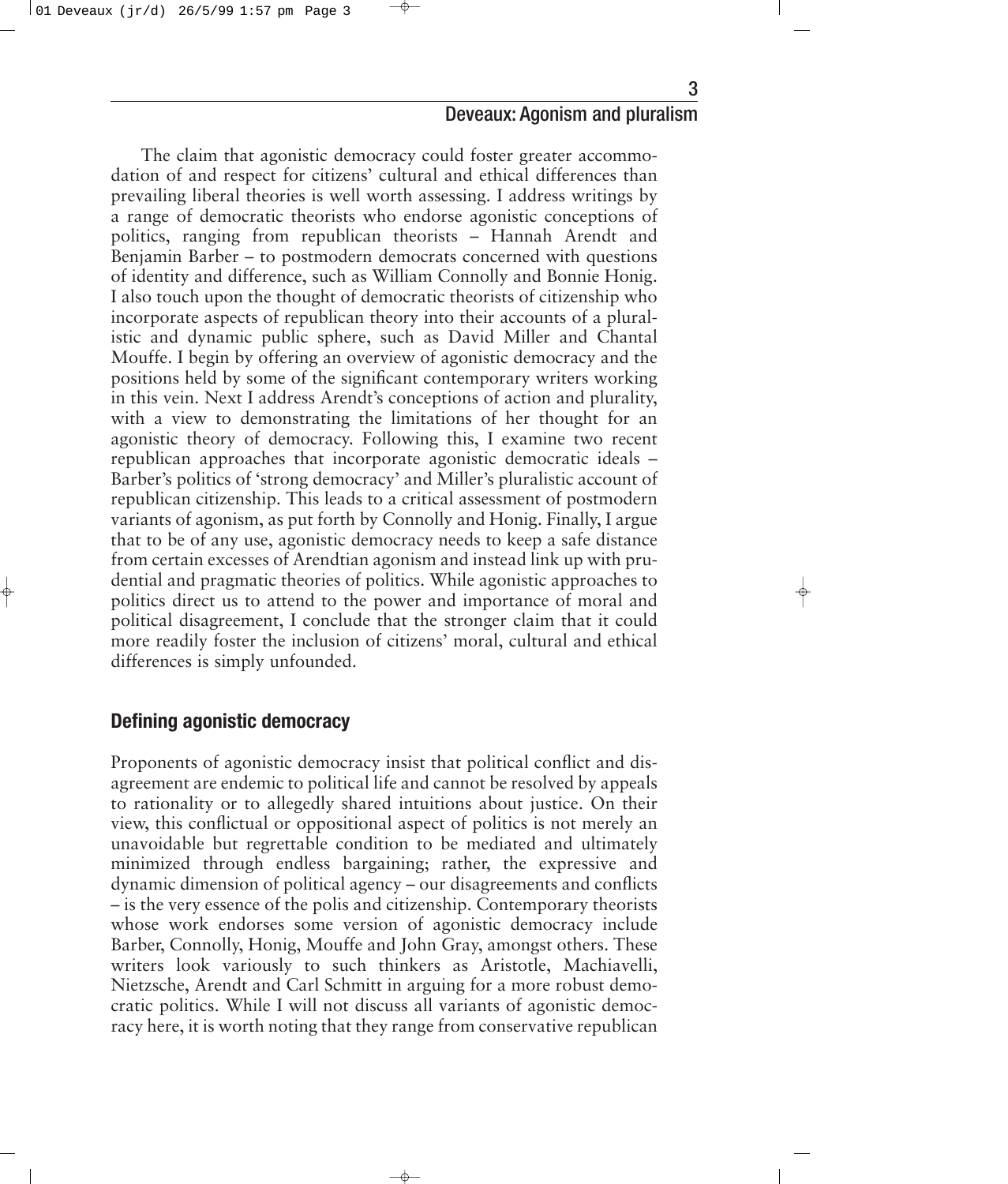The claim that agonistic democracy could foster greater accommodation of and respect for citizens' cultural and ethical differences than prevailing liberal theories is well worth assessing. I address writings by a range of democratic theorists who endorse agonistic conceptions of politics, ranging from republican theorists – Hannah Arendt and Benjamin Barber – to postmodern democrats concerned with questions of identity and difference, such as William Connolly and Bonnie Honig. I also touch upon the thought of democratic theorists of citizenship who incorporate aspects of republican theory into their accounts of a pluralistic and dynamic public sphere, such as David Miller and Chantal Mouffe. I begin by offering an overview of agonistic democracy and the positions held by some of the significant contemporary writers working in this vein. Next I address Arendt's conceptions of action and plurality, with a view to demonstrating the limitations of her thought for an agonistic theory of democracy. Following this, I examine two recent republican approaches that incorporate agonistic democratic ideals – Barber's politics of 'strong democracy' and Miller's pluralistic account of republican citizenship. This leads to a critical assessment of postmodern variants of agonism, as put forth by Connolly and Honig. Finally, I argue that to be of any use, agonistic democracy needs to keep a safe distance from certain excesses of Arendtian agonism and instead link up with prudential and pragmatic theories of politics. While agonistic approaches to politics direct us to attend to the power and importance of moral and political disagreement, I conclude that the stronger claim that it could more readily foster the inclusion of citizens' moral, cultural and ethical differences is simply unfounded.

## Defining agonistic democracy

Proponents of agonistic democracy insist that political conflict and disagreement are endemic to political life and cannot be resolved by appeals to rationality or to allegedly shared intuitions about justice. On their view, this conflictual or oppositional aspect of politics is not merely an unavoidable but regrettable condition to be mediated and ultimately minimized through endless bargaining; rather, the expressive and dynamic dimension of political agency – our disagreements and conflicts – is the very essence of the polis and citizenship. Contemporary theorists whose work endorses some version of agonistic democracy include Barber, Connolly, Honig, Mouffe and John Gray, amongst others. These writers look variously to such thinkers as Aristotle, Machiavelli, Nietzsche, Arendt and Carl Schmitt in arguing for a more robust democratic politics. While I will not discuss all variants of agonistic democracy here, it is worth noting that they range from conservative republican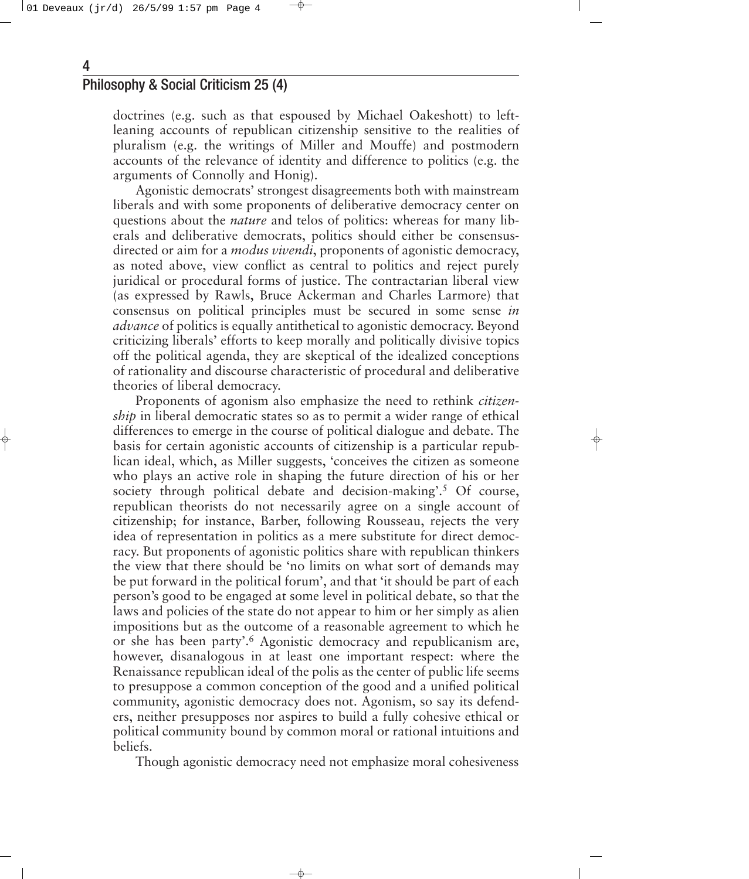doctrines (e.g. such as that espoused by Michael Oakeshott) to left-leaning accounts of republican citizenship sensitive to the realities of pluralism (e.g. the writings of Miller and Mouffe) and postmodern accounts of the relevance of identity and difference to politics (e.g. the arguments of Connolly and Honig).

Agonistic democrats' strongest disagreements both with mainstream liberals and with some proponents of deliberative democracy center on questions about the *nature* and telos of politics: whereas for many liberals and deliberative democrats, politics should either be consensus-directed or aim for a *modus vivendi*, proponents of agonistic democracy, as noted above, view conflict as central to politics and reject purely juridical or procedural forms of justice. The contractarian liberal view (as expressed by Rawls, Bruce Ackerman and Charles Larmore) that consensus on political principles must be secured in some sense *in advance* of politics is equally antithetical to agonistic democracy. Beyond criticizing liberals' efforts to keep morally and politically divisive topics off the political agenda, they are skeptical of the idealized conceptions of rationality and discourse characteristic of procedural and deliberative theories of liberal democracy.

Proponents of agonism also emphasize the need to rethink *citizenship* in liberal democratic states so as to permit a wider range of ethical differences to emerge in the course of political dialogue and debate. The basis for certain agonistic accounts of citizenship is a particular republican ideal, which, as Miller suggests, 'conceives the citizen as someone who plays an active role in shaping the future direction of his or her society through political debate and decision-making'.[5] Of course, republican theorists do not necessarily agree on a single account of citizenship; for instance, Barber, following Rousseau, rejects the very idea of representation in politics as a mere substitute for direct democracy. But proponents of agonistic politics share with republican thinkers the view that there should be 'no limits on what sort of demands may be put forward in the political forum', and that 'it should be part of each person's good to be engaged at some level in political debate, so that the laws and policies of the state do not appear to him or her simply as alien impositions but as the outcome of a reasonable agreement to which he or she has been party'.[6] Agonistic democracy and republicanism are, however, disanalogous in at least one important respect: where the Renaissance republican ideal of the polis as the center of public life seems to presuppose a common conception of the good and a unified political community, agonistic democracy does not. Agonism, so say its defenders, neither presupposes nor aspires to build a fully cohesive ethical or political community bound by common moral or rational intuitions and beliefs.

Though agonistic democracy need not emphasize moral cohesiveness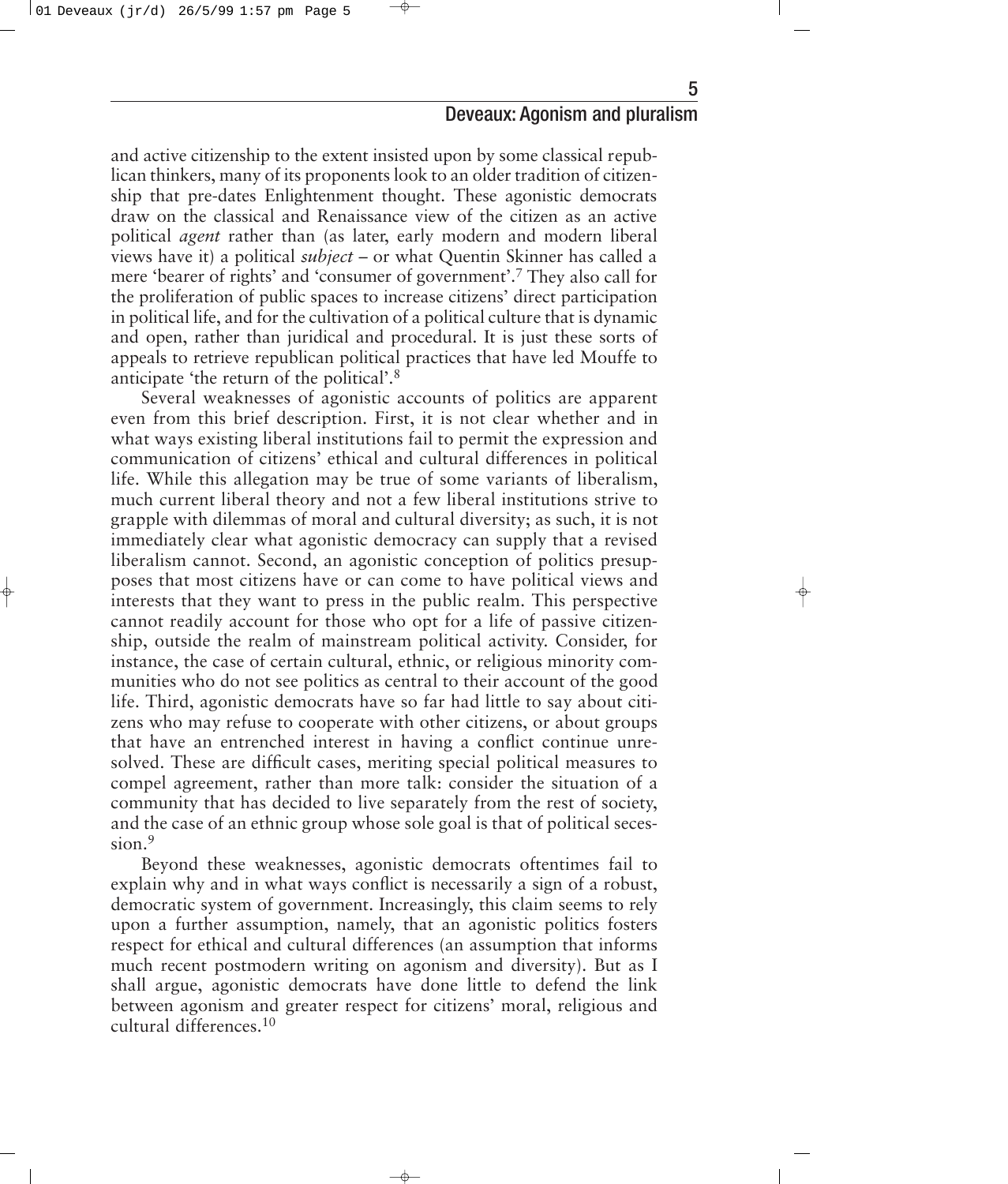and active citizenship to the extent insisted upon by some classical republican thinkers, many of its proponents look to an older tradition of citizenship that pre-dates Enlightenment thought. These agonistic democrats draw on the classical and Renaissance view of the citizen as an active political *agent* rather than (as later, early modern and modern liberal views have it) a political *subject* – or what Quentin Skinner has called a mere 'bearer of rights' and 'consumer of government'.[7] They also call for the proliferation of public spaces to increase citizens' direct participation in political life, and for the cultivation of a political culture that is dynamic and open, rather than juridical and procedural. It is just these sorts of appeals to retrieve republican political practices that have led Mouffe to anticipate 'the return of the political'.[8]

Several weaknesses of agonistic accounts of politics are apparent even from this brief description. First, it is not clear whether and in what ways existing liberal institutions fail to permit the expression and communication of citizens' ethical and cultural differences in political life. While this allegation may be true of some variants of liberalism, much current liberal theory and not a few liberal institutions strive to grapple with dilemmas of moral and cultural diversity; as such, it is not immediately clear what agonistic democracy can supply that a revised liberalism cannot. Second, an agonistic conception of politics presupposes that most citizens have or can come to have political views and interests that they want to press in the public realm. This perspective cannot readily account for those who opt for a life of passive citizenship, outside the realm of mainstream political activity. Consider, for instance, the case of certain cultural, ethnic, or religious minority communities who do not see politics as central to their account of the good life. Third, agonistic democrats have so far had little to say about citizens who may refuse to cooperate with other citizens, or about groups that have an entrenched interest in having a conflict continue unresolved. These are difficult cases, meriting special political measures to compel agreement, rather than more talk: consider the situation of a community that has decided to live separately from the rest of society, and the case of an ethnic group whose sole goal is that of political secession.[9]

Beyond these weaknesses, agonistic democrats oftentimes fail to explain why and in what ways conflict is necessarily a sign of a robust, democratic system of government. Increasingly, this claim seems to rely upon a further assumption, namely, that an agonistic politics fosters respect for ethical and cultural differences (an assumption that informs much recent postmodern writing on agonism and diversity). But as I shall argue, agonistic democrats have done little to defend the link between agonism and greater respect for citizens' moral, religious and cultural differences.[10]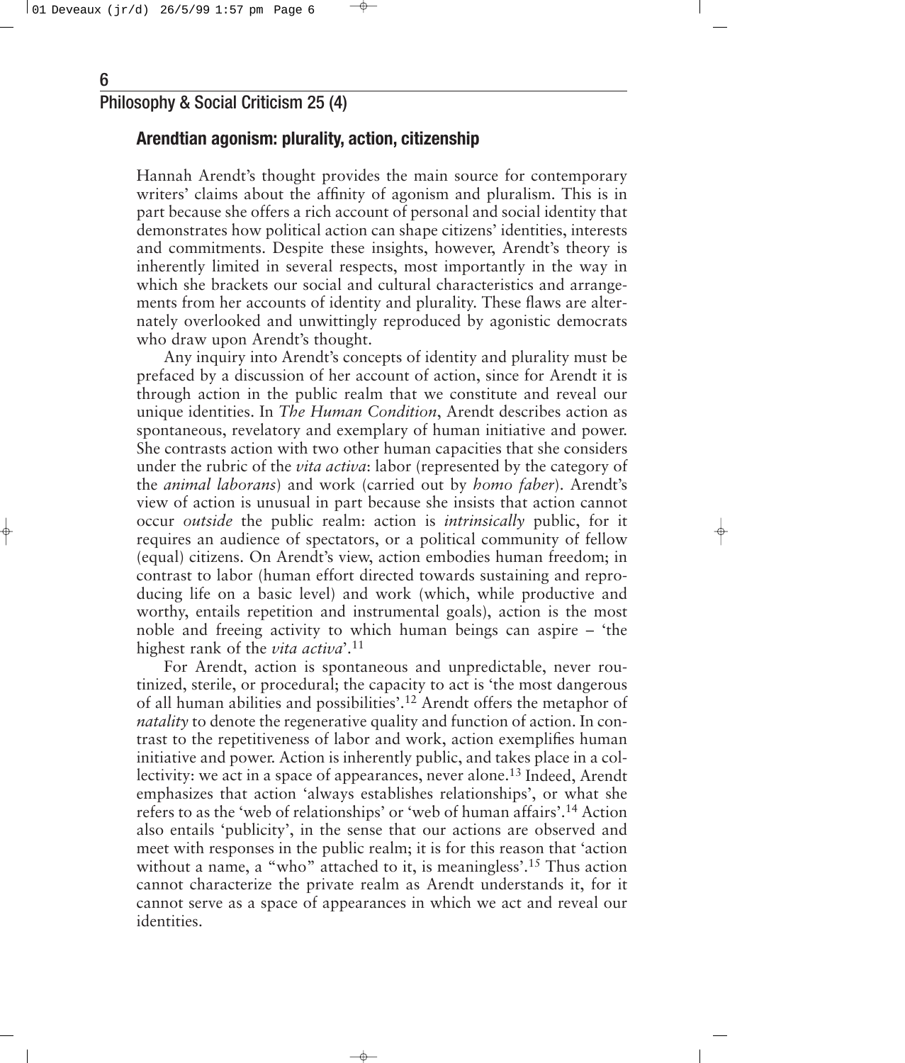## Arendtian agonism: plurality, action, citizenship

Hannah Arendt's thought provides the main source for contemporary writers' claims about the affinity of agonism and pluralism. This is in part because she offers a rich account of personal and social identity that demonstrates how political action can shape citizens' identities, interests and commitments. Despite these insights, however, Arendt's theory is inherently limited in several respects, most importantly in the way in which she brackets our social and cultural characteristics and arrangements from her accounts of identity and plurality. These flaws are alternately overlooked and unwittingly reproduced by agonistic democrats who draw upon Arendt's thought.

Any inquiry into Arendt's concepts of identity and plurality must be prefaced by a discussion of her account of action, since for Arendt it is through action in the public realm that we constitute and reveal our unique identities. In *The Human Condition*, Arendt describes action as spontaneous, revelatory and exemplary of human initiative and power. She contrasts action with two other human capacities that she considers under the rubric of the *vita activa*: labor (represented by the category of the *animal laborans*) and work (carried out by *homo faber*). Arendt's view of action is unusual in part because she insists that action cannot occur *outside* the public realm: action is *intrinsically* public, for it requires an audience of spectators, or a political community of fellow (equal) citizens. On Arendt's view, action embodies human freedom; in contrast to labor (human effort directed towards sustaining and reproducing life on a basic level) and work (which, while productive and worthy, entails repetition and instrumental goals), action is the most noble and freeing activity to which human beings can aspire – 'the highest rank of the *vita activa*'.[11]

For Arendt, action is spontaneous and unpredictable, never routinized, sterile, or procedural; the capacity to act is 'the most dangerous of all human abilities and possibilities'.[12] Arendt offers the metaphor of *natality* to denote the regenerative quality and function of action. In contrast to the repetitiveness of labor and work, action exemplifies human initiative and power. Action is inherently public, and takes place in a collectivity: we act in a space of appearances, never alone.[13] Indeed, Arendt emphasizes that action 'always establishes relationships', or what she refers to as the 'web of relationships' or 'web of human affairs'.[14] Action also entails 'publicity', in the sense that our actions are observed and meet with responses in the public realm; it is for this reason that 'action without a name, a "who" attached to it, is meaningless'.[15] Thus action cannot characterize the private realm as Arendt understands it, for it cannot serve as a space of appearances in which we act and reveal our identities.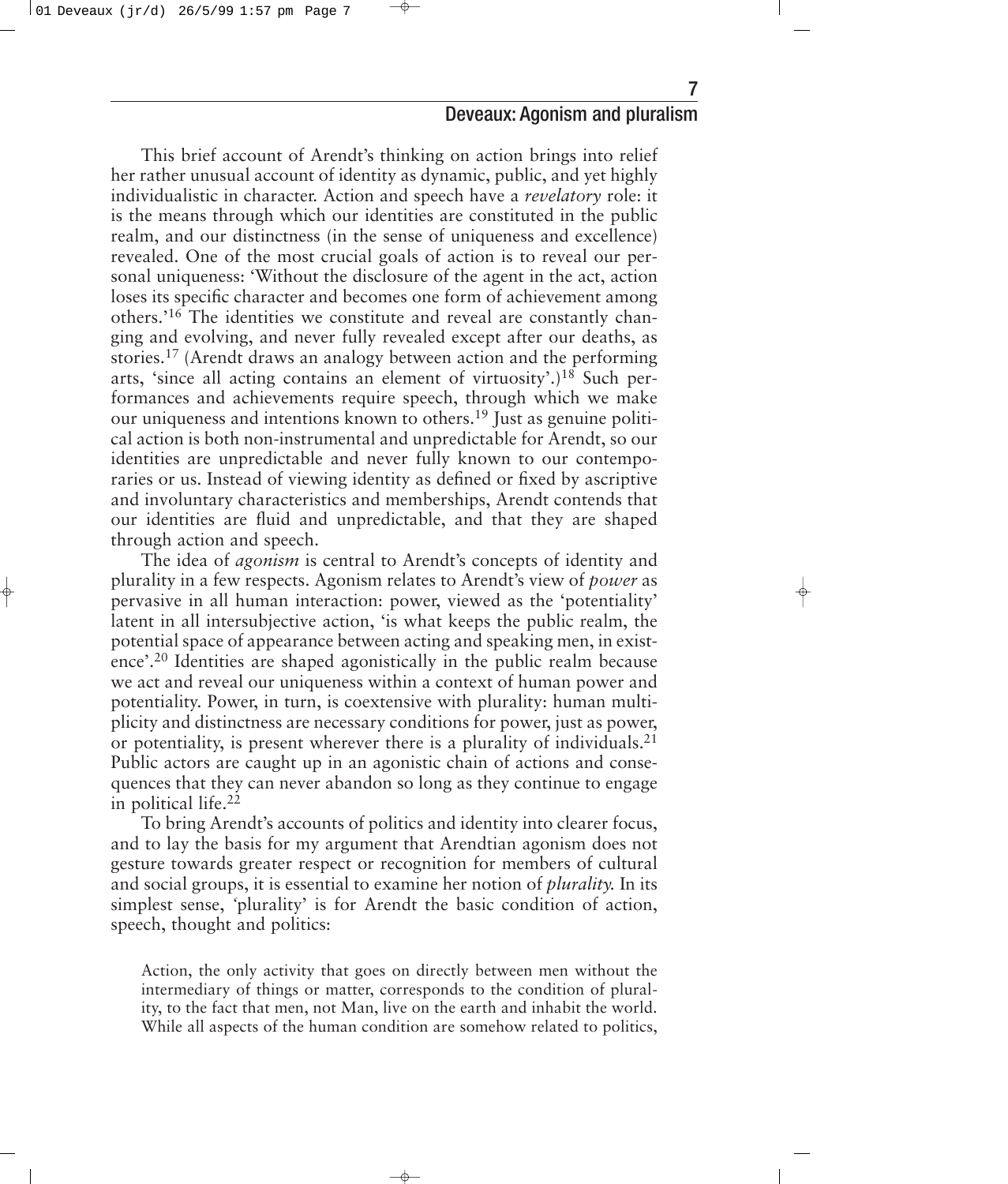This brief account of Arendt's thinking on action brings into relief her rather unusual account of identity as dynamic, public, and yet highly individualistic in character. Action and speech have a *revelatory* role: it is the means through which our identities are constituted in the public realm, and our distinctness (in the sense of uniqueness and excellence) revealed. One of the most crucial goals of action is to reveal our personal uniqueness: 'Without the disclosure of the agent in the act, action loses its specific character and becomes one form of achievement among others.'[16] The identities we constitute and reveal are constantly changing and evolving, and never fully revealed except after our deaths, as stories.[17] (Arendt draws an analogy between action and the performing arts, 'since all acting contains an element of virtuosity'.)[18] Such performances and achievements require speech, through which we make our uniqueness and intentions known to others.[19] Just as genuine political action is both non-instrumental and unpredictable for Arendt, so our identities are unpredictable and never fully known to our contemporaries or us. Instead of viewing identity as defined or fixed by ascriptive and involuntary characteristics and memberships, Arendt contends that our identities are fluid and unpredictable, and that they are shaped through action and speech.

The idea of *agonism* is central to Arendt's concepts of identity and plurality in a few respects. Agonism relates to Arendt's view of *power* as pervasive in all human interaction: power, viewed as the 'potentiality' latent in all intersubjective action, 'is what keeps the public realm, the potential space of appearance between acting and speaking men, in existence'.[20] Identities are shaped agonistically in the public realm because we act and reveal our uniqueness within a context of human power and potentiality. Power, in turn, is coextensive with plurality: human multiplicity and distinctness are necessary conditions for power, just as power, or potentiality, is present wherever there is a plurality of individuals.[21] Public actors are caught up in an agonistic chain of actions and consequences that they can never abandon so long as they continue to engage in political life.[22]

To bring Arendt's accounts of politics and identity into clearer focus, and to lay the basis for my argument that Arendtian agonism does not gesture towards greater respect or recognition for members of cultural and social groups, it is essential to examine her notion of *plurality.* In its simplest sense, 'plurality' is for Arendt the basic condition of action, speech, thought and politics:

> Action, the only activity that goes on directly between men without the intermediary of things or matter, corresponds to the condition of plurality, to the fact that men, not Man, live on the earth and inhabit the world. While all aspects of the human condition are somehow related to politics,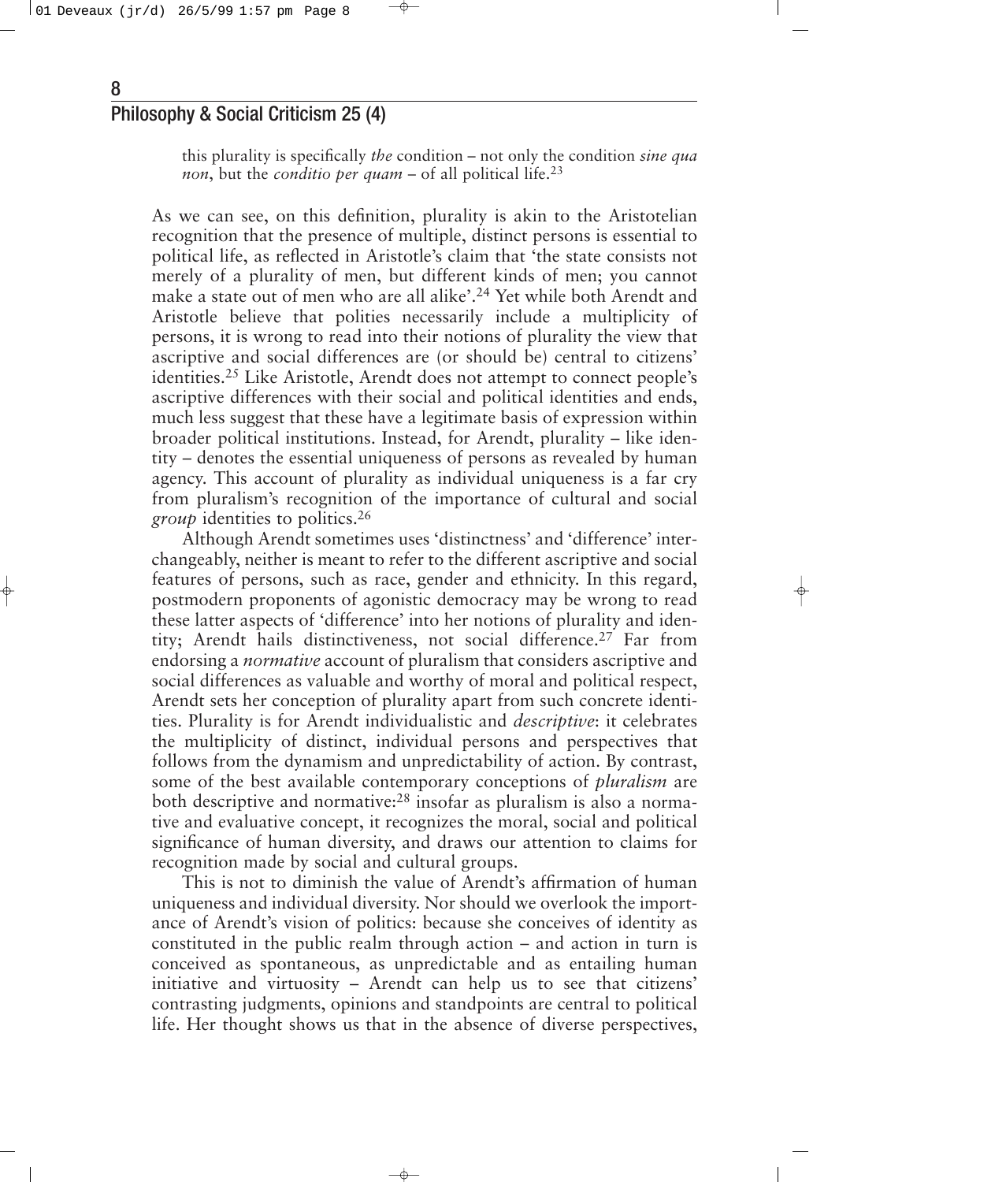this plurality is specifically *the* condition – not only the condition *sine qua non*, but the *conditio per quam* – of all political life.[23]

As we can see, on this definition, plurality is akin to the Aristotelian recognition that the presence of multiple, distinct persons is essential to political life, as reflected in Aristotle's claim that 'the state consists not merely of a plurality of men, but different kinds of men; you cannot make a state out of men who are all alike'.[24] Yet while both Arendt and Aristotle believe that polities necessarily include a multiplicity of persons, it is wrong to read into their notions of plurality the view that ascriptive and social differences are (or should be) central to citizens' identities.[25] Like Aristotle, Arendt does not attempt to connect people's ascriptive differences with their social and political identities and ends, much less suggest that these have a legitimate basis of expression within broader political institutions. Instead, for Arendt, plurality – like identity – denotes the essential uniqueness of persons as revealed by human agency. This account of plurality as individual uniqueness is a far cry from pluralism's recognition of the importance of cultural and social *group* identities to politics.[26]

Although Arendt sometimes uses 'distinctness' and 'difference' interchangeably, neither is meant to refer to the different ascriptive and social features of persons, such as race, gender and ethnicity. In this regard, postmodern proponents of agonistic democracy may be wrong to read these latter aspects of 'difference' into her notions of plurality and identity; Arendt hails distinctiveness, not social difference.[27] Far from endorsing a *normative* account of pluralism that considers ascriptive and social differences as valuable and worthy of moral and political respect, Arendt sets her conception of plurality apart from such concrete identities. Plurality is for Arendt individualistic and *descriptive*: it celebrates the multiplicity of distinct, individual persons and perspectives that follows from the dynamism and unpredictability of action. By contrast, some of the best available contemporary conceptions of *pluralism* are both descriptive and normative:[28] insofar as pluralism is also a normative and evaluative concept, it recognizes the moral, social and political significance of human diversity, and draws our attention to claims for recognition made by social and cultural groups.

This is not to diminish the value of Arendt's affirmation of human uniqueness and individual diversity. Nor should we overlook the importance of Arendt's vision of politics: because she conceives of identity as constituted in the public realm through action – and action in turn is conceived as spontaneous, as unpredictable and as entailing human initiative and virtuosity – Arendt can help us to see that citizens' contrasting judgments, opinions and standpoints are central to political life. Her thought shows us that in the absence of diverse perspectives,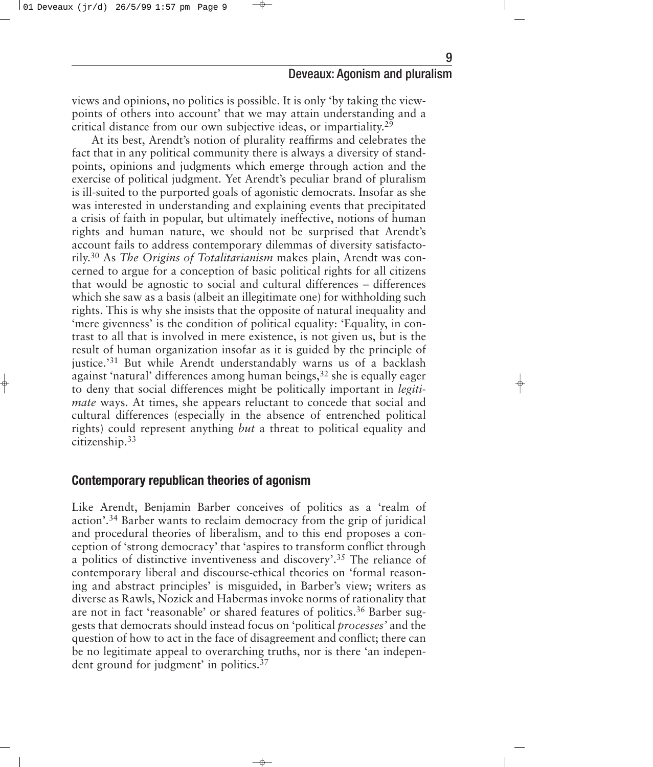views and opinions, no politics is possible. It is only 'by taking the viewpoints of others into account' that we may attain understanding and a critical distance from our own subjective ideas, or impartiality.[29]

At its best, Arendt's notion of plurality reaffirms and celebrates the fact that in any political community there is always a diversity of standpoints, opinions and judgments which emerge through action and the exercise of political judgment. Yet Arendt's peculiar brand of pluralism is ill-suited to the purported goals of agonistic democrats. Insofar as she was interested in understanding and explaining events that precipitated a crisis of faith in popular, but ultimately ineffective, notions of human rights and human nature, we should not be surprised that Arendt's account fails to address contemporary dilemmas of diversity satisfactorily.[30] As *The Origins of Totalitarianism* makes plain, Arendt was concerned to argue for a conception of basic political rights for all citizens that would be agnostic to social and cultural differences – differences which she saw as a basis (albeit an illegitimate one) for withholding such rights. This is why she insists that the opposite of natural inequality and 'mere givenness' is the condition of political equality: 'Equality, in contrast to all that is involved in mere existence, is not given us, but is the result of human organization insofar as it is guided by the principle of justice.'[31] But while Arendt understandably warns us of a backlash against 'natural' differences among human beings,[32] she is equally eager to deny that social differences might be politically important in *legitimate* ways. At times, she appears reluctant to concede that social and cultural differences (especially in the absence of entrenched political rights) could represent anything *but* a threat to political equality and citizenship.[33]

## Contemporary republican theories of agonism

Like Arendt, Benjamin Barber conceives of politics as a 'realm of action'.[34] Barber wants to reclaim democracy from the grip of juridical and procedural theories of liberalism, and to this end proposes a conception of 'strong democracy' that 'aspires to transform conflict through a politics of distinctive inventiveness and discovery'.[35] The reliance of contemporary liberal and discourse-ethical theories on 'formal reasoning and abstract principles' is misguided, in Barber's view; writers as diverse as Rawls, Nozick and Habermas invoke norms of rationality that are not in fact 'reasonable' or shared features of politics.[36] Barber suggests that democrats should instead focus on 'political *processes*' and the question of how to act in the face of disagreement and conflict; there can be no legitimate appeal to overarching truths, nor is there 'an independent ground for judgment' in politics.[37]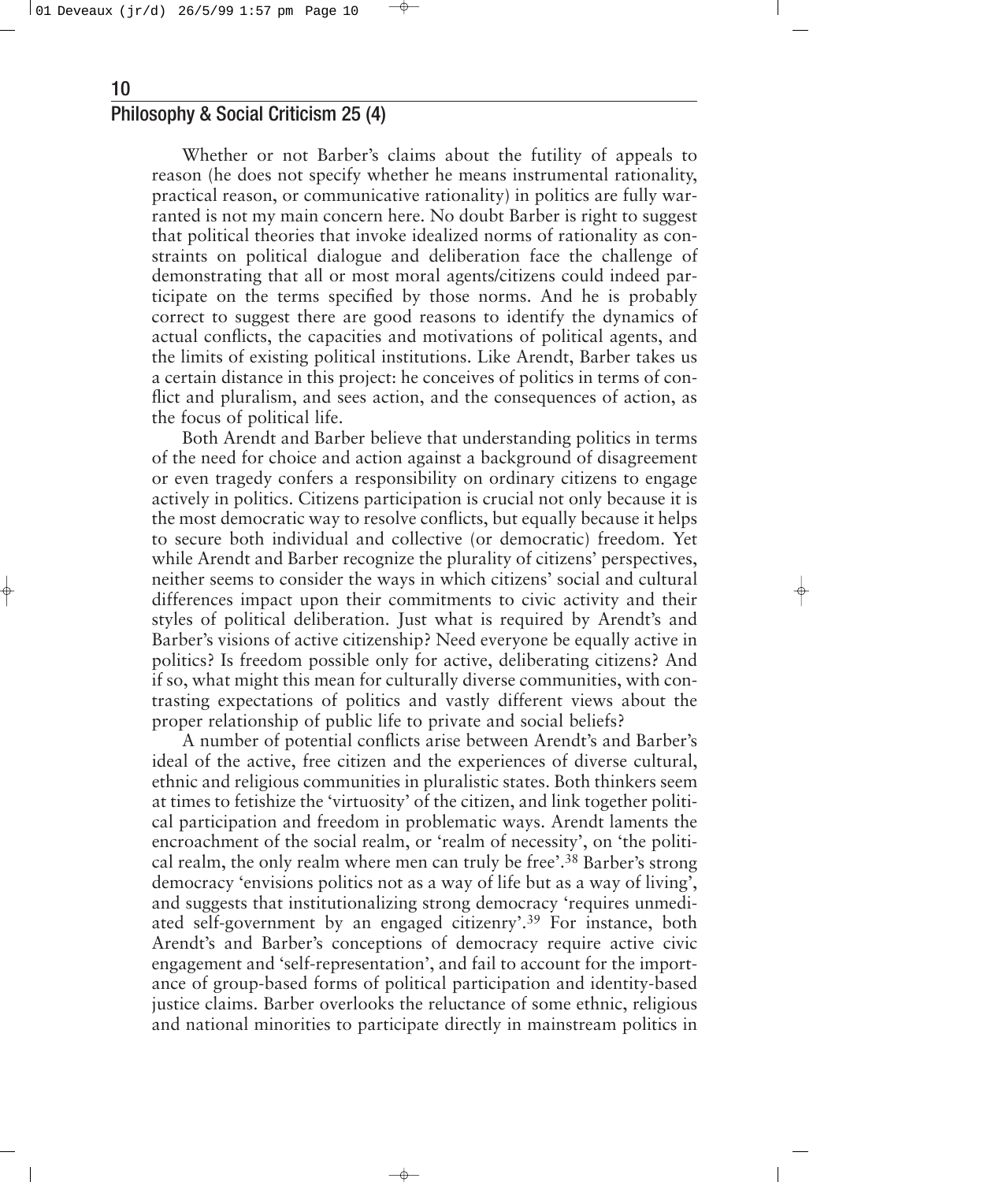Whether or not Barber's claims about the futility of appeals to reason (he does not specify whether he means instrumental rationality, practical reason, or communicative rationality) in politics are fully warranted is not my main concern here. No doubt Barber is right to suggest that political theories that invoke idealized norms of rationality as constraints on political dialogue and deliberation face the challenge of demonstrating that all or most moral agents/citizens could indeed participate on the terms specified by those norms. And he is probably correct to suggest there are good reasons to identify the dynamics of actual conflicts, the capacities and motivations of political agents, and the limits of existing political institutions. Like Arendt, Barber takes us a certain distance in this project: he conceives of politics in terms of conflict and pluralism, and sees action, and the consequences of action, as the focus of political life.

Both Arendt and Barber believe that understanding politics in terms of the need for choice and action against a background of disagreement or even tragedy confers a responsibility on ordinary citizens to engage actively in politics. Citizens participation is crucial not only because it is the most democratic way to resolve conflicts, but equally because it helps to secure both individual and collective (or democratic) freedom. Yet while Arendt and Barber recognize the plurality of citizens' perspectives, neither seems to consider the ways in which citizens' social and cultural differences impact upon their commitments to civic activity and their styles of political deliberation. Just what is required by Arendt's and Barber's visions of active citizenship? Need everyone be equally active in politics? Is freedom possible only for active, deliberating citizens? And if so, what might this mean for culturally diverse communities, with contrasting expectations of politics and vastly different views about the proper relationship of public life to private and social beliefs?

A number of potential conflicts arise between Arendt's and Barber's ideal of the active, free citizen and the experiences of diverse cultural, ethnic and religious communities in pluralistic states. Both thinkers seem at times to fetishize the 'virtuosity' of the citizen, and link together political participation and freedom in problematic ways. Arendt laments the encroachment of the social realm, or 'realm of necessity', on 'the political realm, the only realm where men can truly be free'.[38] Barber's strong democracy 'envisions politics not as a way of life but as a way of living', and suggests that institutionalizing strong democracy 'requires unmediated self-government by an engaged citizenry'.[39] For instance, both Arendt's and Barber's conceptions of democracy require active civic engagement and 'self-representation', and fail to account for the importance of group-based forms of political participation and identity-based justice claims. Barber overlooks the reluctance of some ethnic, religious and national minorities to participate directly in mainstream politics in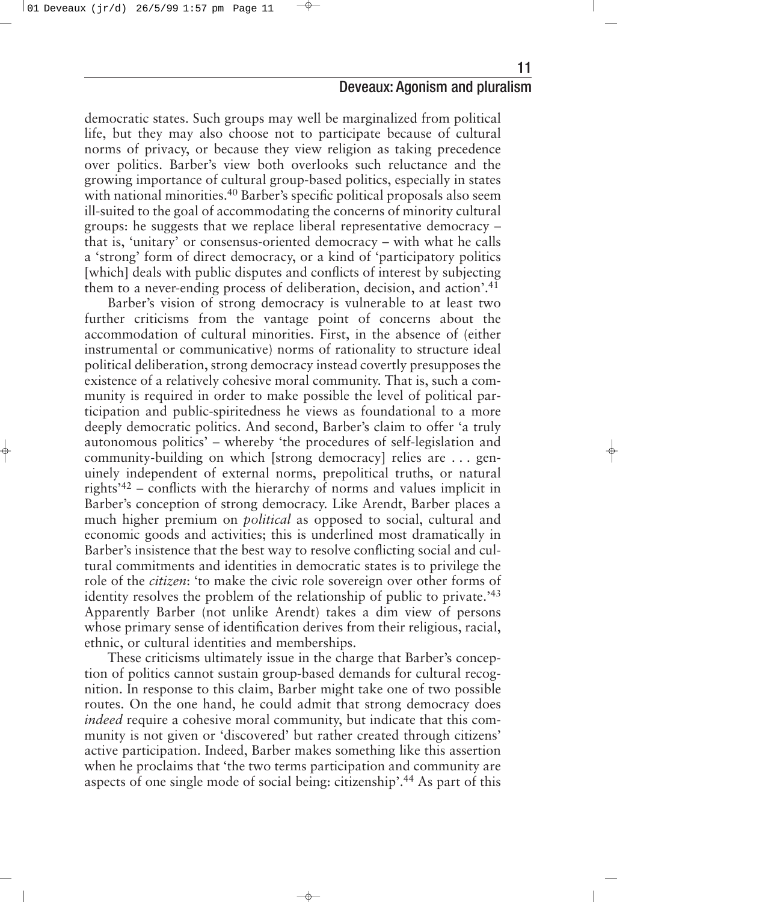democratic states. Such groups may well be marginalized from political life, but they may also choose not to participate because of cultural norms of privacy, or because they view religion as taking precedence over politics. Barber's view both overlooks such reluctance and the growing importance of cultural group-based politics, especially in states with national minorities.[40] Barber's specific political proposals also seem ill-suited to the goal of accommodating the concerns of minority cultural groups: he suggests that we replace liberal representative democracy – that is, 'unitary' or consensus-oriented democracy – with what he calls a 'strong' form of direct democracy, or a kind of 'participatory politics [which] deals with public disputes and conflicts of interest by subjecting them to a never-ending process of deliberation, decision, and action'.[41]

Barber's vision of strong democracy is vulnerable to at least two further criticisms from the vantage point of concerns about the accommodation of cultural minorities. First, in the absence of (either instrumental or communicative) norms of rationality to structure ideal political deliberation, strong democracy instead covertly presupposes the existence of a relatively cohesive moral community. That is, such a community is required in order to make possible the level of political participation and public-spiritedness he views as foundational to a more deeply democratic politics. And second, Barber's claim to offer 'a truly autonomous politics' – whereby 'the procedures of self-legislation and community-building on which [strong democracy] relies are . . . genuinely independent of external norms, prepolitical truths, or natural rights'[42] – conflicts with the hierarchy of norms and values implicit in Barber's conception of strong democracy. Like Arendt, Barber places a much higher premium on *political* as opposed to social, cultural and economic goods and activities; this is underlined most dramatically in Barber's insistence that the best way to resolve conflicting social and cultural commitments and identities in democratic states is to privilege the role of the *citizen*: 'to make the civic role sovereign over other forms of identity resolves the problem of the relationship of public to private.'[43] Apparently Barber (not unlike Arendt) takes a dim view of persons whose primary sense of identification derives from their religious, racial, ethnic, or cultural identities and memberships.

These criticisms ultimately issue in the charge that Barber's conception of politics cannot sustain group-based demands for cultural recognition. In response to this claim, Barber might take one of two possible routes. On the one hand, he could admit that strong democracy does *indeed* require a cohesive moral community, but indicate that this community is not given or 'discovered' but rather created through citizens' active participation. Indeed, Barber makes something like this assertion when he proclaims that 'the two terms participation and community are aspects of one single mode of social being: citizenship'.[44] As part of this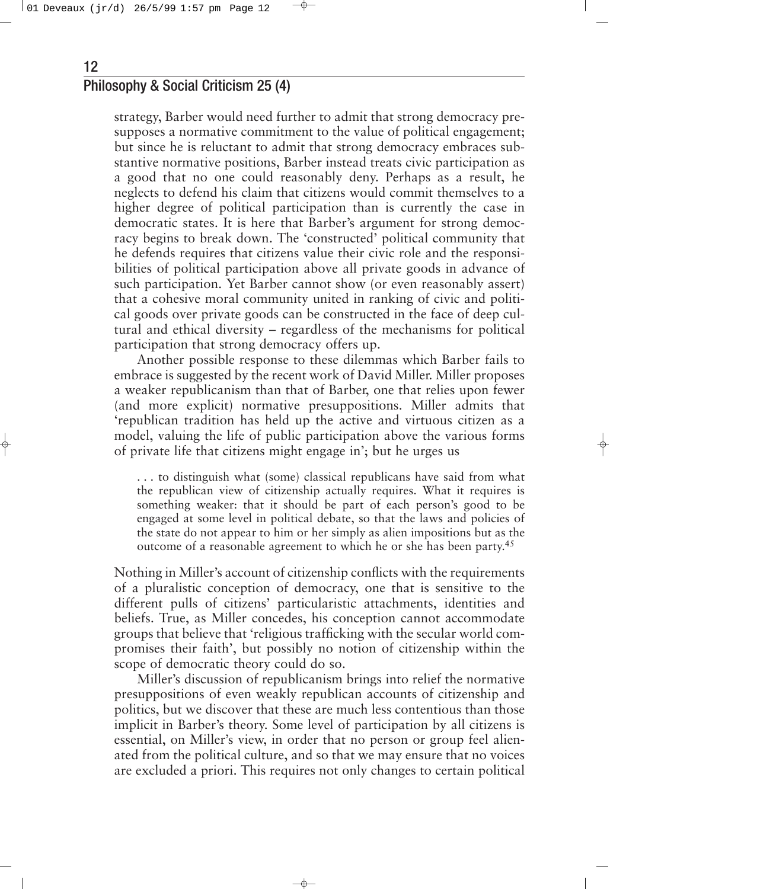strategy, Barber would need further to admit that strong democracy presupposes a normative commitment to the value of political engagement; but since he is reluctant to admit that strong democracy embraces substantive normative positions, Barber instead treats civic participation as a good that no one could reasonably deny. Perhaps as a result, he neglects to defend his claim that citizens would commit themselves to a higher degree of political participation than is currently the case in democratic states. It is here that Barber's argument for strong democracy begins to break down. The 'constructed' political community that he defends requires that citizens value their civic role and the responsibilities of political participation above all private goods in advance of such participation. Yet Barber cannot show (or even reasonably assert) that a cohesive moral community united in ranking of civic and political goods over private goods can be constructed in the face of deep cultural and ethical diversity – regardless of the mechanisms for political participation that strong democracy offers up.

Another possible response to these dilemmas which Barber fails to embrace is suggested by the recent work of David Miller. Miller proposes a weaker republicanism than that of Barber, one that relies upon fewer (and more explicit) normative presuppositions. Miller admits that 'republican tradition has held up the active and virtuous citizen as a model, valuing the life of public participation above the various forms of private life that citizens might engage in'; but he urges us

> . . . to distinguish what (some) classical republicans have said from what the republican view of citizenship actually requires. What it requires is something weaker: that it should be part of each person's good to be engaged at some level in political debate, so that the laws and policies of the state do not appear to him or her simply as alien impositions but as the outcome of a reasonable agreement to which he or she has been party.[45]

Nothing in Miller's account of citizenship conflicts with the requirements of a pluralistic conception of democracy, one that is sensitive to the different pulls of citizens' particularistic attachments, identities and beliefs. True, as Miller concedes, his conception cannot accommodate groups that believe that 'religious trafficking with the secular world compromises their faith', but possibly no notion of citizenship within the scope of democratic theory could do so.

Miller's discussion of republicanism brings into relief the normative presuppositions of even weakly republican accounts of citizenship and politics, but we discover that these are much less contentious than those implicit in Barber's theory. Some level of participation by all citizens is essential, on Miller's view, in order that no person or group feel alienated from the political culture, and so that we may ensure that no voices are excluded a priori. This requires not only changes to certain political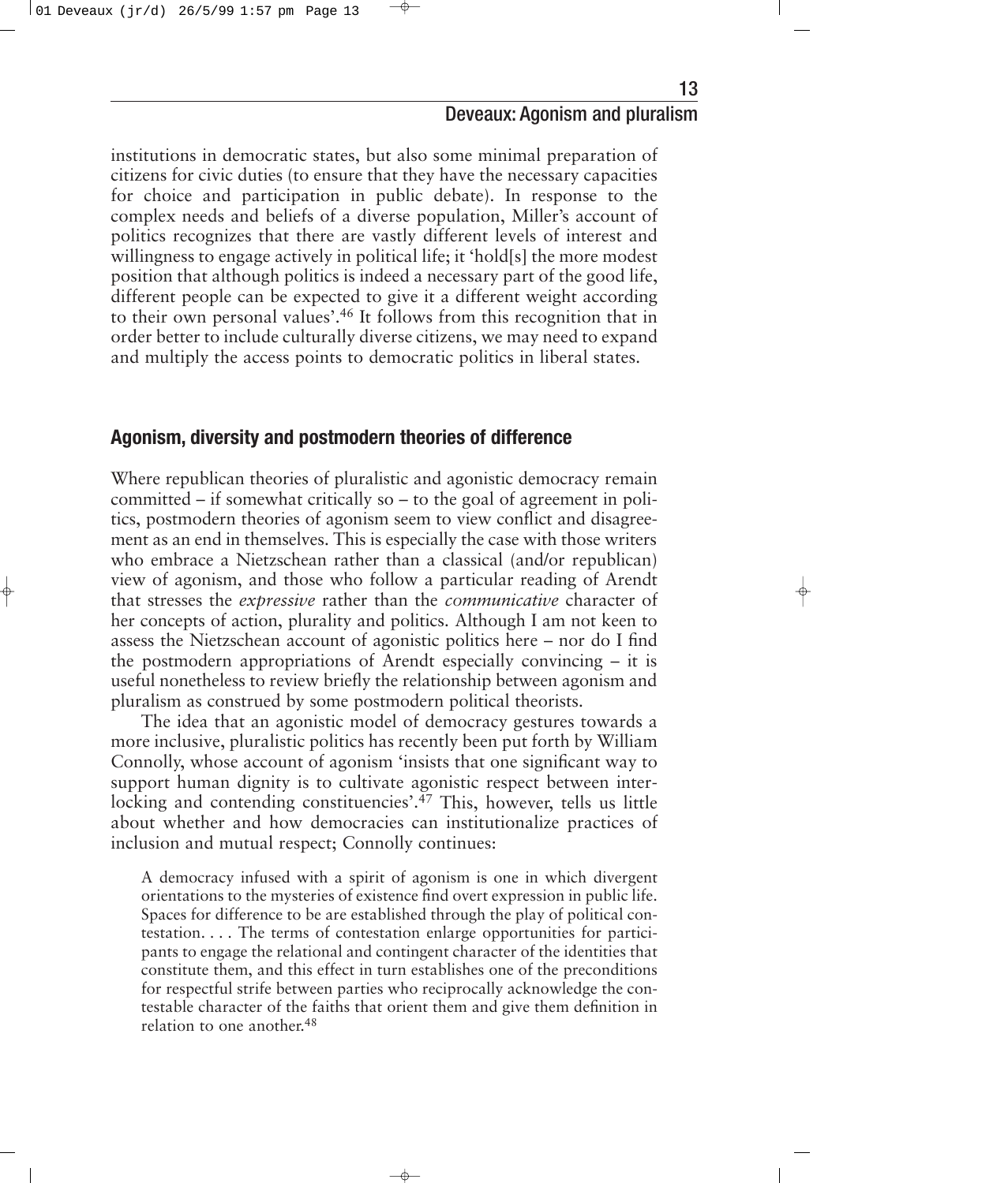institutions in democratic states, but also some minimal preparation of citizens for civic duties (to ensure that they have the necessary capacities for choice and participation in public debate). In response to the complex needs and beliefs of a diverse population, Miller's account of politics recognizes that there are vastly different levels of interest and willingness to engage actively in political life; it 'hold[s] the more modest position that although politics is indeed a necessary part of the good life, different people can be expected to give it a different weight according to their own personal values'.[46] It follows from this recognition that in order better to include culturally diverse citizens, we may need to expand and multiply the access points to democratic politics in liberal states.

## Agonism, diversity and postmodern theories of difference

Where republican theories of pluralistic and agonistic democracy remain committed – if somewhat critically so – to the goal of agreement in politics, postmodern theories of agonism seem to view conflict and disagreement as an end in themselves. This is especially the case with those writers who embrace a Nietzschean rather than a classical (and/or republican) view of agonism, and those who follow a particular reading of Arendt that stresses the *expressive* rather than the *communicative* character of her concepts of action, plurality and politics. Although I am not keen to assess the Nietzschean account of agonistic politics here – nor do I find the postmodern appropriations of Arendt especially convincing – it is useful nonetheless to review briefly the relationship between agonism and pluralism as construed by some postmodern political theorists.

The idea that an agonistic model of democracy gestures towards a more inclusive, pluralistic politics has recently been put forth by William Connolly, whose account of agonism 'insists that one significant way to support human dignity is to cultivate agonistic respect between interlocking and contending constituencies'.[47] This, however, tells us little about whether and how democracies can institutionalize practices of inclusion and mutual respect; Connolly continues:

> A democracy infused with a spirit of agonism is one in which divergent orientations to the mysteries of existence find overt expression in public life. Spaces for difference to be are established through the play of political contestation. . . . The terms of contestation enlarge opportunities for participants to engage the relational and contingent character of the identities that constitute them, and this effect in turn establishes one of the preconditions for respectful strife between parties who reciprocally acknowledge the contestable character of the faiths that orient them and give them definition in relation to one another.[48]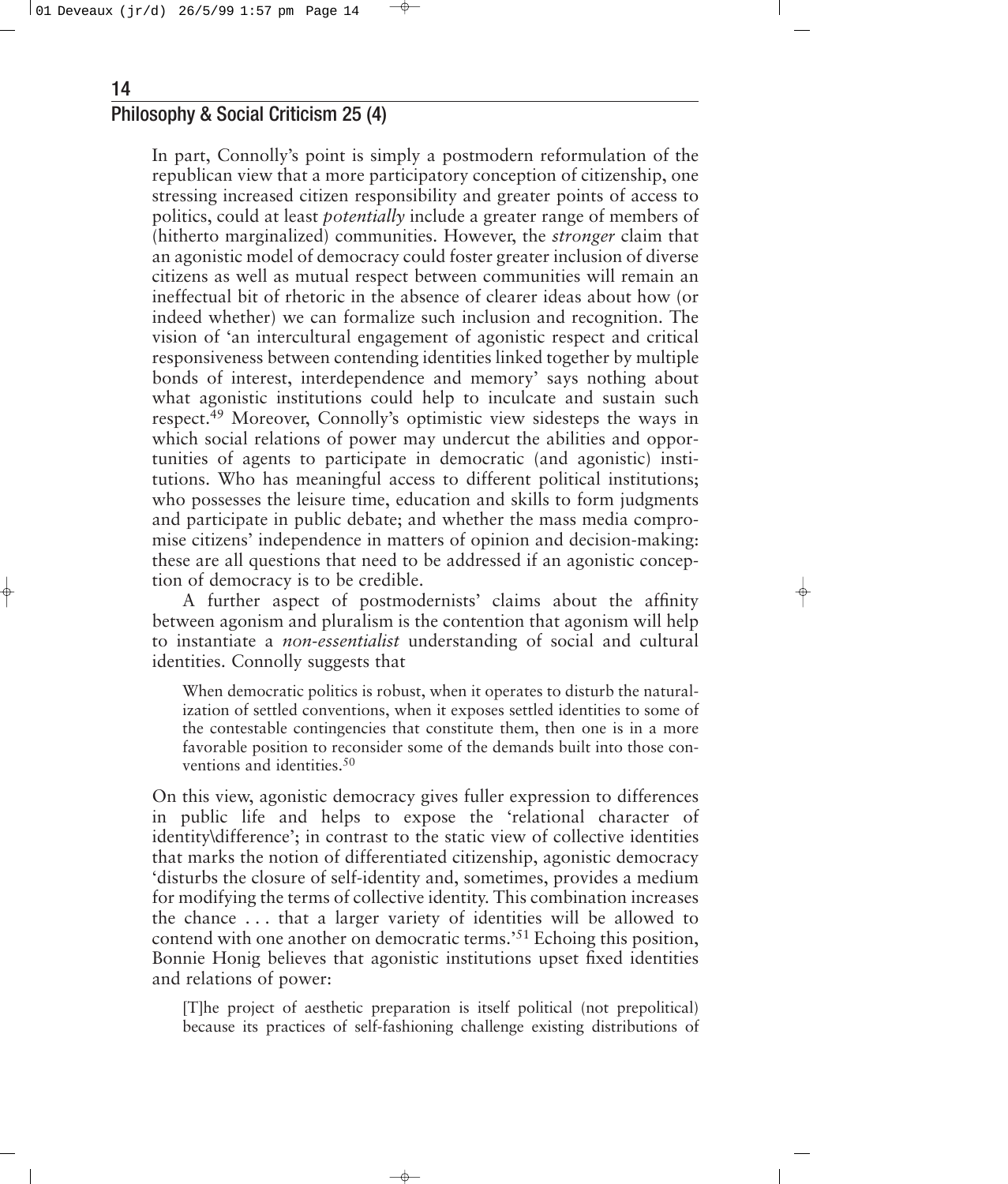In part, Connolly's point is simply a postmodern reformulation of the republican view that a more participatory conception of citizenship, one stressing increased citizen responsibility and greater points of access to politics, could at least *potentially* include a greater range of members of (hitherto marginalized) communities. However, the *stronger* claim that an agonistic model of democracy could foster greater inclusion of diverse citizens as well as mutual respect between communities will remain an ineffectual bit of rhetoric in the absence of clearer ideas about how (or indeed whether) we can formalize such inclusion and recognition. The vision of 'an intercultural engagement of agonistic respect and critical responsiveness between contending identities linked together by multiple bonds of interest, interdependence and memory' says nothing about what agonistic institutions could help to inculcate and sustain such respect.[49] Moreover, Connolly's optimistic view sidesteps the ways in which social relations of power may undercut the abilities and opportunities of agents to participate in democratic (and agonistic) institutions. Who has meaningful access to different political institutions; who possesses the leisure time, education and skills to form judgments and participate in public debate; and whether the mass media compromise citizens' independence in matters of opinion and decision-making: these are all questions that need to be addressed if an agonistic conception of democracy is to be credible.

A further aspect of postmodernists' claims about the affinity between agonism and pluralism is the contention that agonism will help to instantiate a *non-essentialist* understanding of social and cultural identities. Connolly suggests that

> When democratic politics is robust, when it operates to disturb the naturalization of settled conventions, when it exposes settled identities to some of the contestable contingencies that constitute them, then one is in a more favorable position to reconsider some of the demands built into those conventions and identities.[50]

On this view, agonistic democracy gives fuller expression to differences in public life and helps to expose the 'relational character of identity\difference'; in contrast to the static view of collective identities that marks the notion of differentiated citizenship, agonistic democracy 'disturbs the closure of self-identity and, sometimes, provides a medium for modifying the terms of collective identity. This combination increases the chance . . . that a larger variety of identities will be allowed to contend with one another on democratic terms.'[51] Echoing this position, Bonnie Honig believes that agonistic institutions upset fixed identities and relations of power:

> [T]he project of aesthetic preparation is itself political (not prepolitical) because its practices of self-fashioning challenge existing distributions of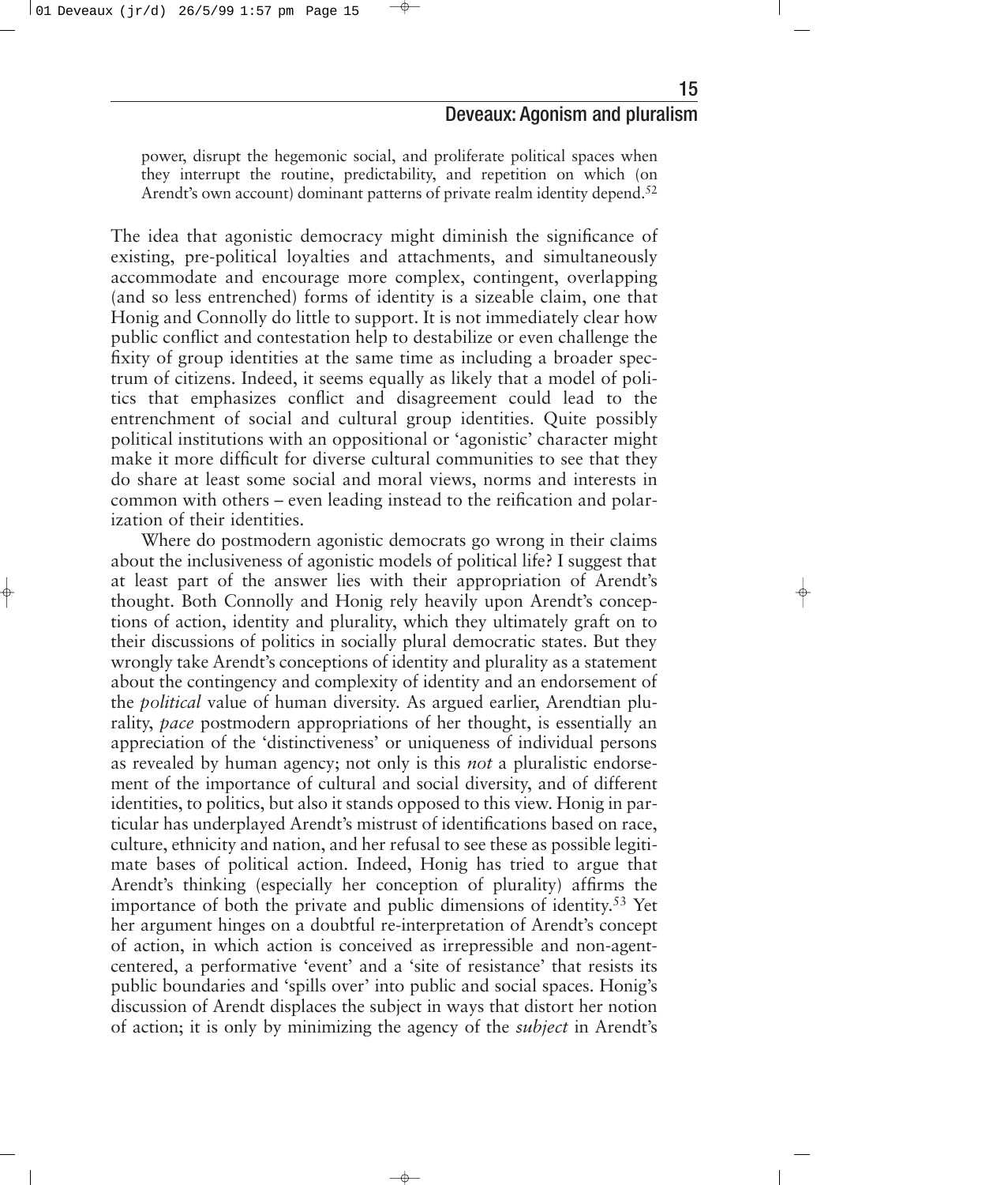> power, disrupt the hegemonic social, and proliferate political spaces when they interrupt the routine, predictability, and repetition on which (on Arendt's own account) dominant patterns of private realm identity depend.[52]

The idea that agonistic democracy might diminish the significance of existing, pre-political loyalties and attachments, and simultaneously accommodate and encourage more complex, contingent, overlapping (and so less entrenched) forms of identity is a sizeable claim, one that Honig and Connolly do little to support. It is not immediately clear how public conflict and contestation help to destabilize or even challenge the fixity of group identities at the same time as including a broader spectrum of citizens. Indeed, it seems equally as likely that a model of politics that emphasizes conflict and disagreement could lead to the entrenchment of social and cultural group identities. Quite possibly political institutions with an oppositional or 'agonistic' character might make it more difficult for diverse cultural communities to see that they do share at least some social and moral views, norms and interests in common with others – even leading instead to the reification and polarization of their identities.

Where do postmodern agonistic democrats go wrong in their claims about the inclusiveness of agonistic models of political life? I suggest that at least part of the answer lies with their appropriation of Arendt's thought. Both Connolly and Honig rely heavily upon Arendt's conceptions of action, identity and plurality, which they ultimately graft on to their discussions of politics in socially plural democratic states. But they wrongly take Arendt's conceptions of identity and plurality as a statement about the contingency and complexity of identity and an endorsement of the *political* value of human diversity. As argued earlier, Arendtian plurality, *pace* postmodern appropriations of her thought, is essentially an appreciation of the 'distinctiveness' or uniqueness of individual persons as revealed by human agency; not only is this *not* a pluralistic endorsement of the importance of cultural and social diversity, and of different identities, to politics, but also it stands opposed to this view. Honig in particular has underplayed Arendt's mistrust of identifications based on race, culture, ethnicity and nation, and her refusal to see these as possible legitimate bases of political action. Indeed, Honig has tried to argue that Arendt's thinking (especially her conception of plurality) affirms the importance of both the private and public dimensions of identity.[53] Yet her argument hinges on a doubtful re-interpretation of Arendt's concept of action, in which action is conceived as irrepressible and non-agent-centered, a performative 'event' and a 'site of resistance' that resists its public boundaries and 'spills over' into public and social spaces. Honig's discussion of Arendt displaces the subject in ways that distort her notion of action; it is only by minimizing the agency of the *subject* in Arendt's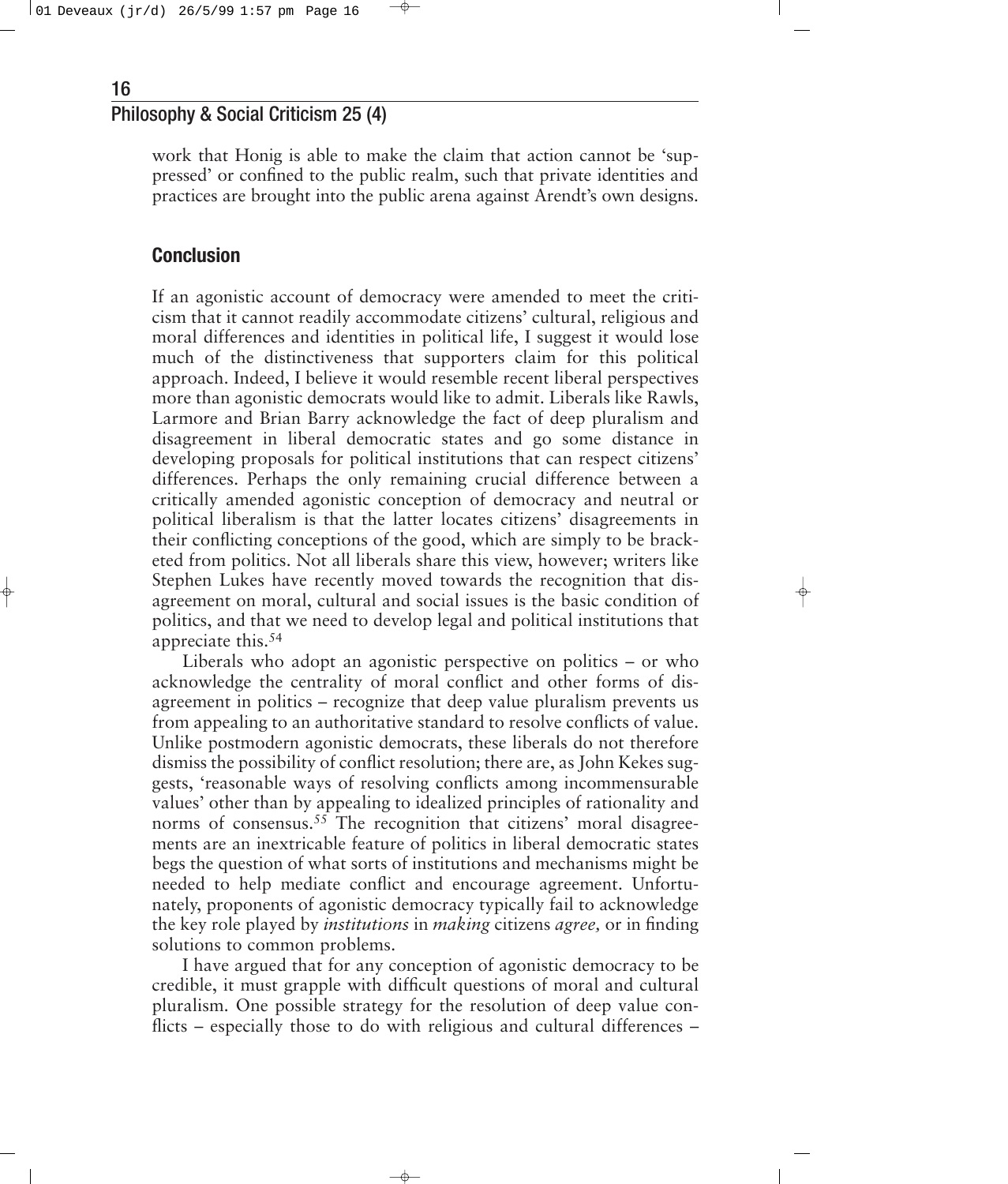work that Honig is able to make the claim that action cannot be 'suppressed' or confined to the public realm, such that private identities and practices are brought into the public arena against Arendt's own designs.

## Conclusion

If an agonistic account of democracy were amended to meet the criticism that it cannot readily accommodate citizens' cultural, religious and moral differences and identities in political life, I suggest it would lose much of the distinctiveness that supporters claim for this political approach. Indeed, I believe it would resemble recent liberal perspectives more than agonistic democrats would like to admit. Liberals like Rawls, Larmore and Brian Barry acknowledge the fact of deep pluralism and disagreement in liberal democratic states and go some distance in developing proposals for political institutions that can respect citizens' differences. Perhaps the only remaining crucial difference between a critically amended agonistic conception of democracy and neutral or political liberalism is that the latter locates citizens' disagreements in their conflicting conceptions of the good, which are simply to be bracketed from politics. Not all liberals share this view, however; writers like Stephen Lukes have recently moved towards the recognition that disagreement on moral, cultural and social issues is the basic condition of politics, and that we need to develop legal and political institutions that appreciate this.[54]

Liberals who adopt an agonistic perspective on politics – or who acknowledge the centrality of moral conflict and other forms of disagreement in politics – recognize that deep value pluralism prevents us from appealing to an authoritative standard to resolve conflicts of value. Unlike postmodern agonistic democrats, these liberals do not therefore dismiss the possibility of conflict resolution; there are, as John Kekes suggests, 'reasonable ways of resolving conflicts among incommensurable values' other than by appealing to idealized principles of rationality and norms of consensus.[55] The recognition that citizens' moral disagreements are an inextricable feature of politics in liberal democratic states begs the question of what sorts of institutions and mechanisms might be needed to help mediate conflict and encourage agreement. Unfortunately, proponents of agonistic democracy typically fail to acknowledge the key role played by *institutions* in *making* citizens *agree,* or in finding solutions to common problems.

I have argued that for any conception of agonistic democracy to be credible, it must grapple with difficult questions of moral and cultural pluralism. One possible strategy for the resolution of deep value conflicts – especially those to do with religious and cultural differences –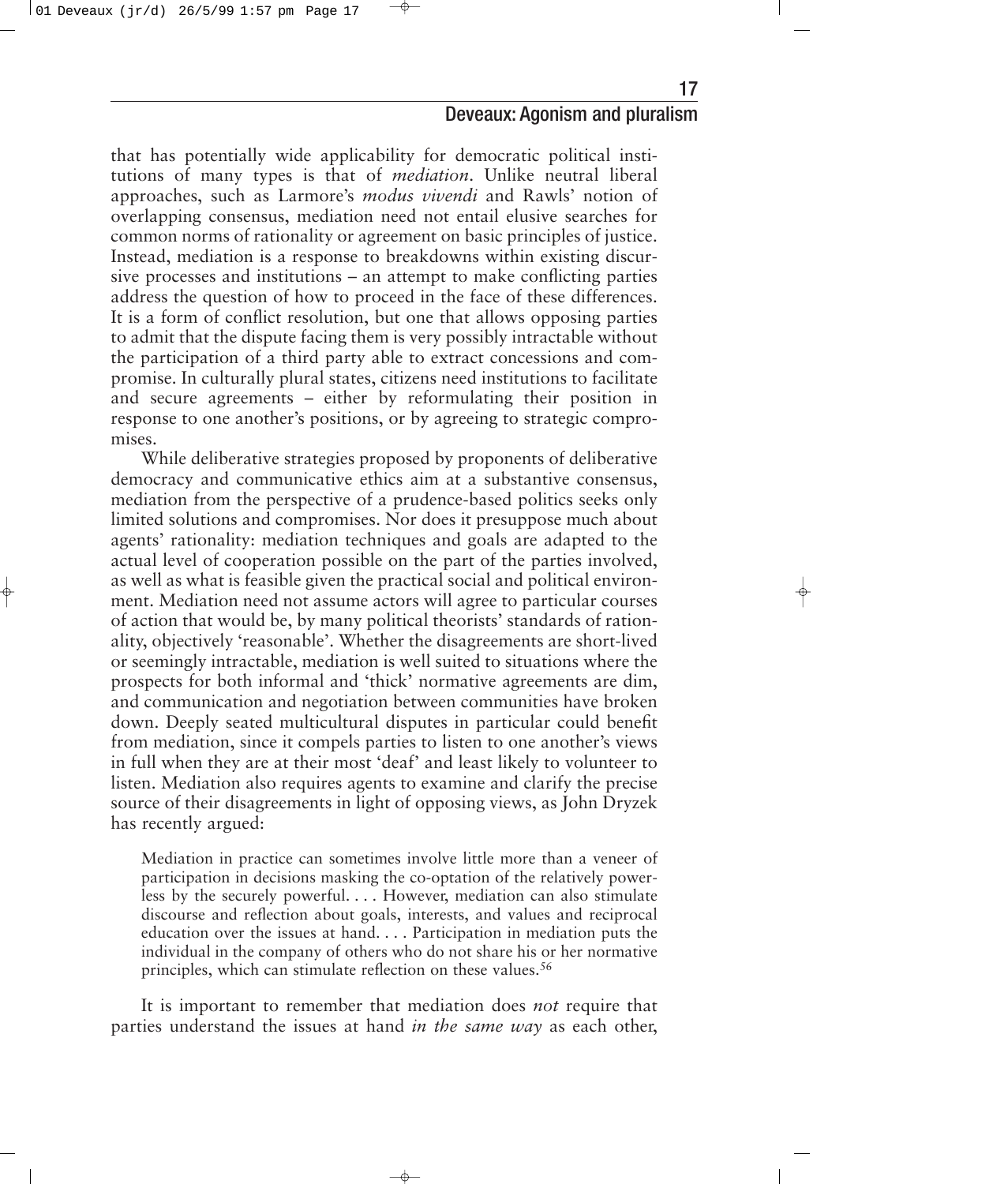that has potentially wide applicability for democratic political institutions of many types is that of *mediation*. Unlike neutral liberal approaches, such as Larmore's *modus vivendi* and Rawls' notion of overlapping consensus, mediation need not entail elusive searches for common norms of rationality or agreement on basic principles of justice. Instead, mediation is a response to breakdowns within existing discursive processes and institutions – an attempt to make conflicting parties address the question of how to proceed in the face of these differences. It is a form of conflict resolution, but one that allows opposing parties to admit that the dispute facing them is very possibly intractable without the participation of a third party able to extract concessions and compromise. In culturally plural states, citizens need institutions to facilitate and secure agreements – either by reformulating their position in response to one another's positions, or by agreeing to strategic compromises.

While deliberative strategies proposed by proponents of deliberative democracy and communicative ethics aim at a substantive consensus, mediation from the perspective of a prudence-based politics seeks only limited solutions and compromises. Nor does it presuppose much about agents' rationality: mediation techniques and goals are adapted to the actual level of cooperation possible on the part of the parties involved, as well as what is feasible given the practical social and political environment. Mediation need not assume actors will agree to particular courses of action that would be, by many political theorists' standards of rationality, objectively 'reasonable'. Whether the disagreements are short-lived or seemingly intractable, mediation is well suited to situations where the prospects for both informal and 'thick' normative agreements are dim, and communication and negotiation between communities have broken down. Deeply seated multicultural disputes in particular could benefit from mediation, since it compels parties to listen to one another's views in full when they are at their most 'deaf' and least likely to volunteer to listen. Mediation also requires agents to examine and clarify the precise source of their disagreements in light of opposing views, as John Dryzek has recently argued:

> Mediation in practice can sometimes involve little more than a veneer of participation in decisions masking the co-optation of the relatively powerless by the securely powerful. . . . However, mediation can also stimulate discourse and reflection about goals, interests, and values and reciprocal education over the issues at hand. . . . Participation in mediation puts the individual in the company of others who do not share his or her normative principles, which can stimulate reflection on these values.[56]

It is important to remember that mediation does *not* require that parties understand the issues at hand *in the same way* as each other,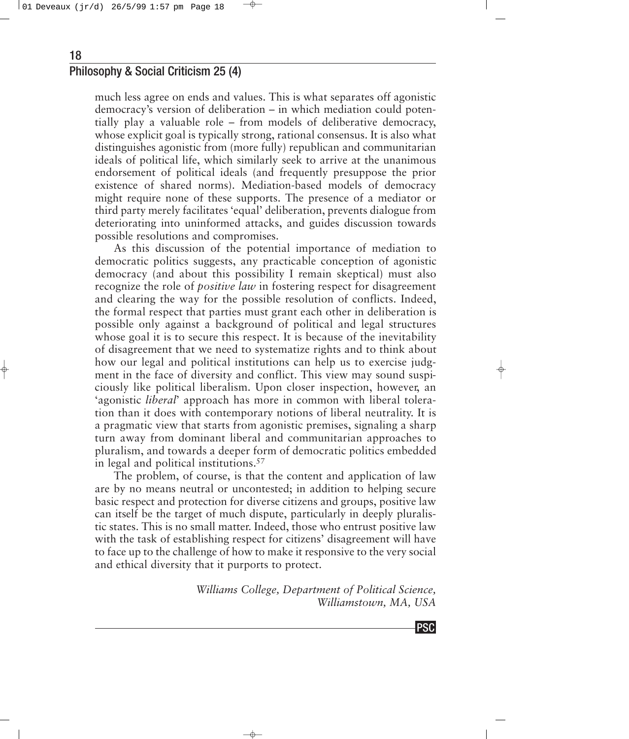much less agree on ends and values. This is what separates off agonistic democracy's version of deliberation – in which mediation could potentially play a valuable role – from models of deliberative democracy, whose explicit goal is typically strong, rational consensus. It is also what distinguishes agonistic from (more fully) republican and communitarian ideals of political life, which similarly seek to arrive at the unanimous endorsement of political ideals (and frequently presuppose the prior existence of shared norms). Mediation-based models of democracy might require none of these supports. The presence of a mediator or third party merely facilitates 'equal' deliberation, prevents dialogue from deteriorating into uninformed attacks, and guides discussion towards possible resolutions and compromises.

As this discussion of the potential importance of mediation to democratic politics suggests, any practicable conception of agonistic democracy (and about this possibility I remain skeptical) must also recognize the role of *positive law* in fostering respect for disagreement and clearing the way for the possible resolution of conflicts. Indeed, the formal respect that parties must grant each other in deliberation is possible only against a background of political and legal structures whose goal it is to secure this respect. It is because of the inevitability of disagreement that we need to systematize rights and to think about how our legal and political institutions can help us to exercise judgment in the face of diversity and conflict. This view may sound suspiciously like political liberalism. Upon closer inspection, however, an 'agonistic *liberal*' approach has more in common with liberal toleration than it does with contemporary notions of liberal neutrality. It is a pragmatic view that starts from agonistic premises, signaling a sharp turn away from dominant liberal and communitarian approaches to pluralism, and towards a deeper form of democratic politics embedded in legal and political institutions.[57]

The problem, of course, is that the content and application of law are by no means neutral or uncontested; in addition to helping secure basic respect and protection for diverse citizens and groups, positive law can itself be the target of much dispute, particularly in deeply pluralistic states. This is no small matter. Indeed, those who entrust positive law with the task of establishing respect for citizens' disagreement will have to face up to the challenge of how to make it responsive to the very social and ethical diversity that it purports to protect.

*Williams College, Department of Political Science, Williamstown, MA, USA*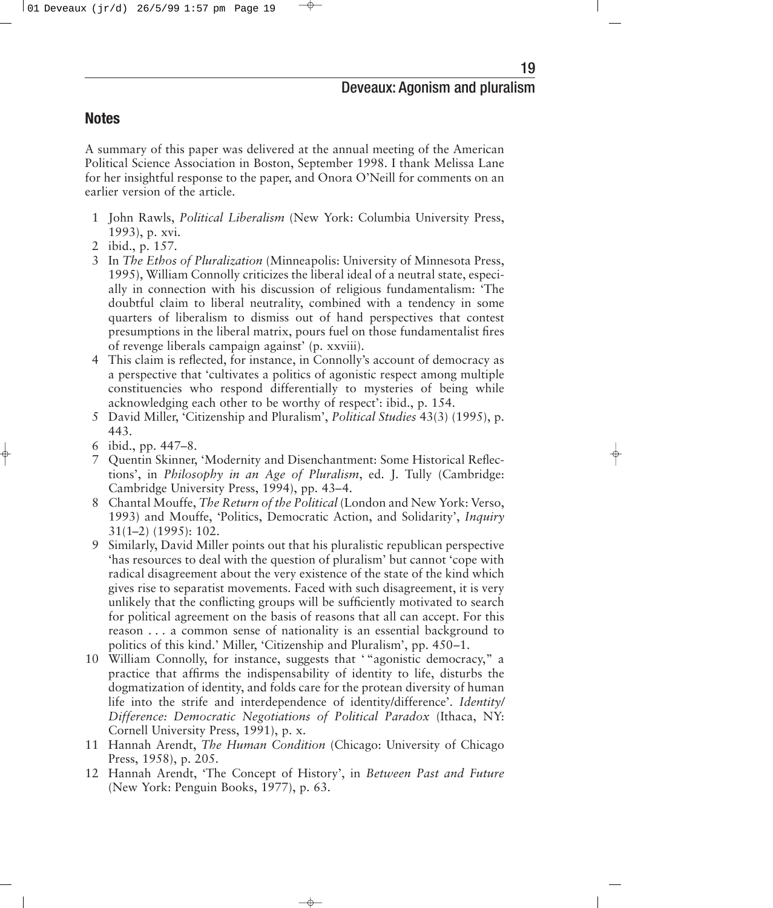## Notes

A summary of this paper was delivered at the annual meeting of the American Political Science Association in Boston, September 1998. I thank Melissa Lane for her insightful response to the paper, and Onora O'Neill for comments on an earlier version of the article.

1. John Rawls, *Political Liberalism* (New York: Columbia University Press, 1993), p. xvi.
2. ibid., p. 157.
3. In *The Ethos of Pluralization* (Minneapolis: University of Minnesota Press, 1995), William Connolly criticizes the liberal ideal of a neutral state, especially in connection with his discussion of religious fundamentalism: 'The doubtful claim to liberal neutrality, combined with a tendency in some quarters of liberalism to dismiss out of hand perspectives that contest presumptions in the liberal matrix, pours fuel on those fundamentalist fires of revenge liberals campaign against' (p. xxviii).
4. This claim is reflected, for instance, in Connolly's account of democracy as a perspective that 'cultivates a politics of agonistic respect among multiple constituencies who respond differentially to mysteries of being while acknowledging each other to be worthy of respect': ibid., p. 154.
5. David Miller, 'Citizenship and Pluralism', *Political Studies* 43(3) (1995), p. 443.
6. ibid., pp. 447–8.
7. Quentin Skinner, 'Modernity and Disenchantment: Some Historical Reflections', in *Philosophy in an Age of Pluralism*, ed. J. Tully (Cambridge: Cambridge University Press, 1994), pp. 43–4.
8. Chantal Mouffe, *The Return of the Political* (London and New York: Verso, 1993) and Mouffe, 'Politics, Democratic Action, and Solidarity', *Inquiry* 31(1–2) (1995): 102.
9. Similarly, David Miller points out that his pluralistic republican perspective 'has resources to deal with the question of pluralism' but cannot 'cope with radical disagreement about the very existence of the state of the kind which gives rise to separatist movements. Faced with such disagreement, it is very unlikely that the conflicting groups will be sufficiently motivated to search for political agreement on the basis of reasons that all can accept. For this reason . . . a common sense of nationality is an essential background to politics of this kind.' Miller, 'Citizenship and Pluralism', pp. 450–1.
10. William Connolly, for instance, suggests that '"agonistic democracy," a practice that affirms the indispensability of identity to life, disturbs the dogmatization of identity, and folds care for the protean diversity of human life into the strife and interdependence of identity/difference'. *Identity/Difference: Democratic Negotiations of Political Paradox* (Ithaca, NY: Cornell University Press, 1991), p. x.
11. Hannah Arendt, *The Human Condition* (Chicago: University of Chicago Press, 1958), p. 205.
12. Hannah Arendt, 'The Concept of History', in *Between Past and Future* (New York: Penguin Books, 1977), p. 63.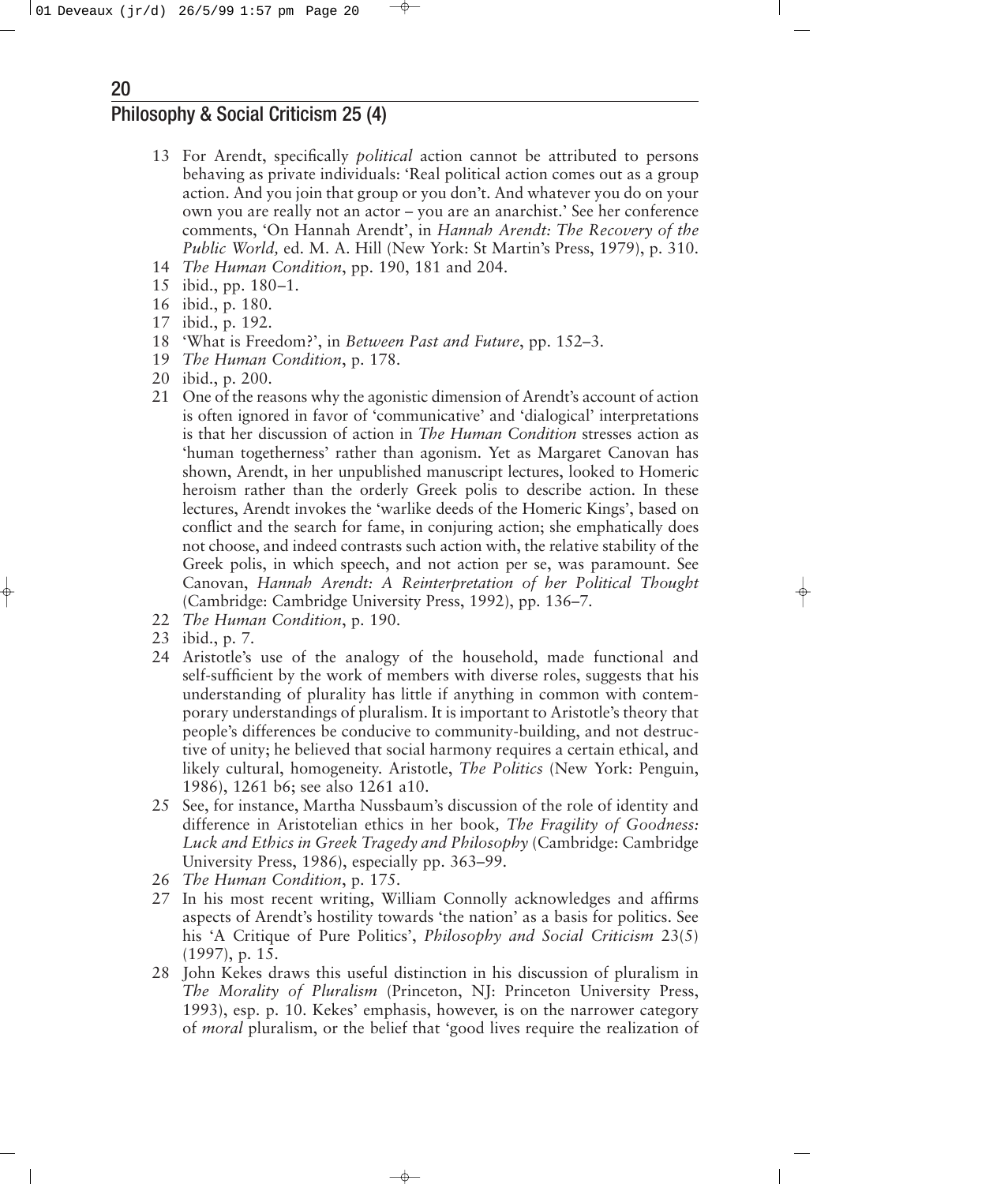13 For Arendt, specifically *political* action cannot be attributed to persons behaving as private individuals: 'Real political action comes out as a group action. And you join that group or you don't. And whatever you do on your own you are really not an actor – you are an anarchist.' See her conference comments, 'On Hannah Arendt', in *Hannah Arendt: The Recovery of the Public World,* ed. M. A. Hill (New York: St Martin's Press, 1979), p. 310.

14 *The Human Condition*, pp. 190, 181 and 204.

15 ibid., pp. 180–1.

16 ibid., p. 180.

17 ibid., p. 192.

18 'What is Freedom?', in *Between Past and Future*, pp. 152–3.

19 *The Human Condition*, p. 178.

20 ibid., p. 200.

21 One of the reasons why the agonistic dimension of Arendt's account of action is often ignored in favor of 'communicative' and 'dialogical' interpretations is that her discussion of action in *The Human Condition* stresses action as 'human togetherness' rather than agonism. Yet as Margaret Canovan has shown, Arendt, in her unpublished manuscript lectures, looked to Homeric heroism rather than the orderly Greek polis to describe action. In these lectures, Arendt invokes the 'warlike deeds of the Homeric Kings', based on conflict and the search for fame, in conjuring action; she emphatically does not choose, and indeed contrasts such action with, the relative stability of the Greek polis, in which speech, and not action per se, was paramount. See Canovan, *Hannah Arendt: A Reinterpretation of her Political Thought* (Cambridge: Cambridge University Press, 1992), pp. 136–7.

22 *The Human Condition*, p. 190.

23 ibid., p. 7.

24 Aristotle's use of the analogy of the household, made functional and self-sufficient by the work of members with diverse roles, suggests that his understanding of plurality has little if anything in common with contemporary understandings of pluralism. It is important to Aristotle's theory that people's differences be conducive to community-building, and not destructive of unity; he believed that social harmony requires a certain ethical, and likely cultural, homogeneity. Aristotle, *The Politics* (New York: Penguin, 1986), 1261 b6; see also 1261 a10.

25 See, for instance, Martha Nussbaum's discussion of the role of identity and difference in Aristotelian ethics in her book, *The Fragility of Goodness: Luck and Ethics in Greek Tragedy and Philosophy* (Cambridge: Cambridge University Press, 1986), especially pp. 363–99.

26 *The Human Condition*, p. 175.

27 In his most recent writing, William Connolly acknowledges and affirms aspects of Arendt's hostility towards 'the nation' as a basis for politics. See his 'A Critique of Pure Politics', *Philosophy and Social Criticism* 23(5) (1997), p. 15.

28 John Kekes draws this useful distinction in his discussion of pluralism in *The Morality of Pluralism* (Princeton, NJ: Princeton University Press, 1993), esp. p. 10. Kekes' emphasis, however, is on the narrower category of *moral* pluralism, or the belief that 'good lives require the realization of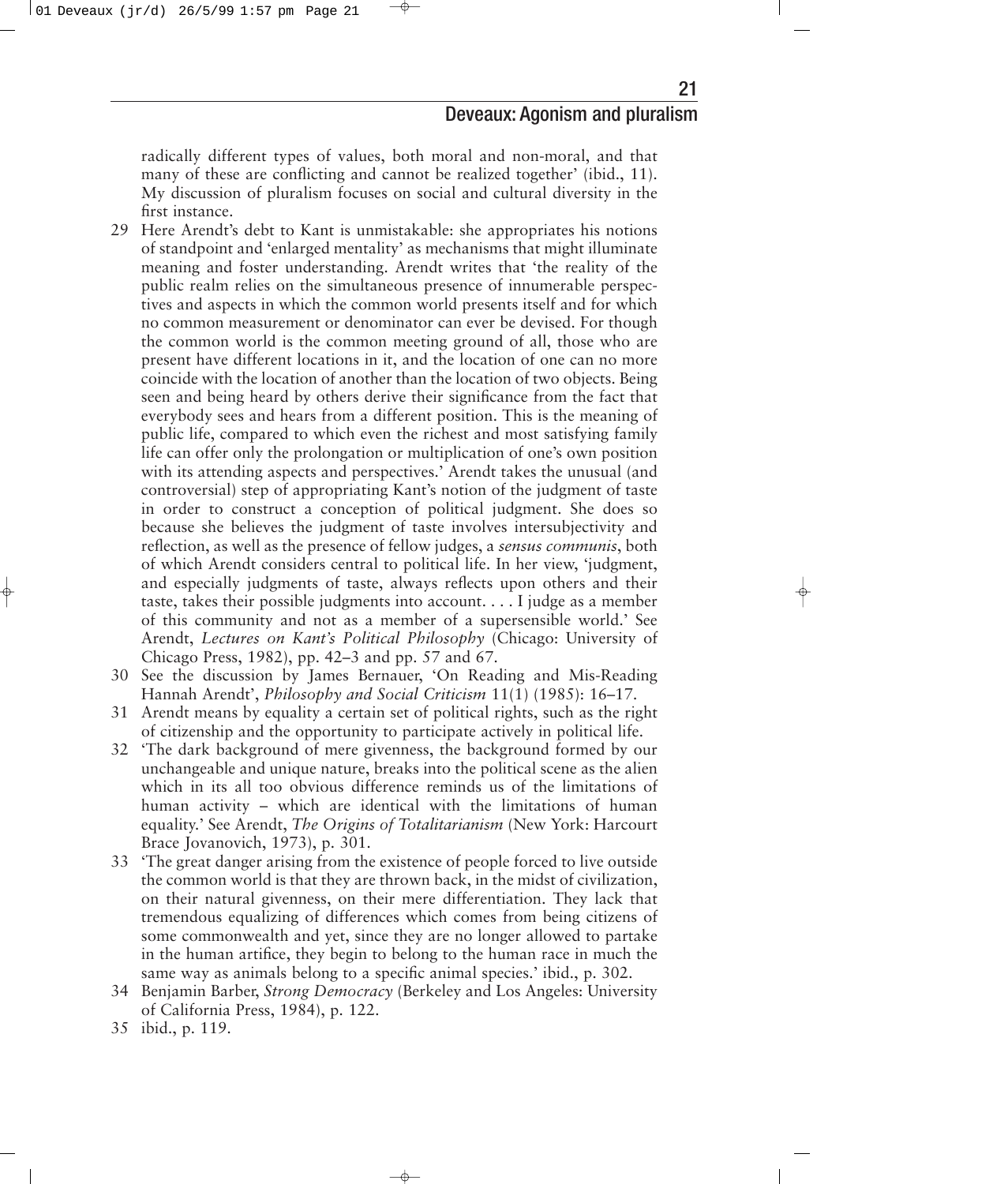radically different types of values, both moral and non-moral, and that many of these are conflicting and cannot be realized together' (ibid., 11). My discussion of pluralism focuses on social and cultural diversity in the first instance.

29 Here Arendt's debt to Kant is unmistakable: she appropriates his notions of standpoint and 'enlarged mentality' as mechanisms that might illuminate meaning and foster understanding. Arendt writes that 'the reality of the public realm relies on the simultaneous presence of innumerable perspectives and aspects in which the common world presents itself and for which no common measurement or denominator can ever be devised. For though the common world is the common meeting ground of all, those who are present have different locations in it, and the location of one can no more coincide with the location of another than the location of two objects. Being seen and being heard by others derive their significance from the fact that everybody sees and hears from a different position. This is the meaning of public life, compared to which even the richest and most satisfying family life can offer only the prolongation or multiplication of one's own position with its attending aspects and perspectives.' Arendt takes the unusual (and controversial) step of appropriating Kant's notion of the judgment of taste in order to construct a conception of political judgment. She does so because she believes the judgment of taste involves intersubjectivity and reflection, as well as the presence of fellow judges, a *sensus communis*, both of which Arendt considers central to political life. In her view, 'judgment, and especially judgments of taste, always reflects upon others and their taste, takes their possible judgments into account. . . . I judge as a member of this community and not as a member of a supersensible world.' See Arendt, *Lectures on Kant's Political Philosophy* (Chicago: University of Chicago Press, 1982), pp. 42–3 and pp. 57 and 67.

30 See the discussion by James Bernauer, 'On Reading and Mis-Reading Hannah Arendt', *Philosophy and Social Criticism* 11(1) (1985): 16–17.

31 Arendt means by equality a certain set of political rights, such as the right of citizenship and the opportunity to participate actively in political life.

32 'The dark background of mere givenness, the background formed by our unchangeable and unique nature, breaks into the political scene as the alien which in its all too obvious difference reminds us of the limitations of human activity – which are identical with the limitations of human equality.' See Arendt, *The Origins of Totalitarianism* (New York: Harcourt Brace Jovanovich, 1973), p. 301.

33 'The great danger arising from the existence of people forced to live outside the common world is that they are thrown back, in the midst of civilization, on their natural givenness, on their mere differentiation. They lack that tremendous equalizing of differences which comes from being citizens of some commonwealth and yet, since they are no longer allowed to partake in the human artifice, they begin to belong to the human race in much the same way as animals belong to a specific animal species.' ibid., p. 302.

34 Benjamin Barber, *Strong Democracy* (Berkeley and Los Angeles: University of California Press, 1984), p. 122.

35 ibid., p. 119.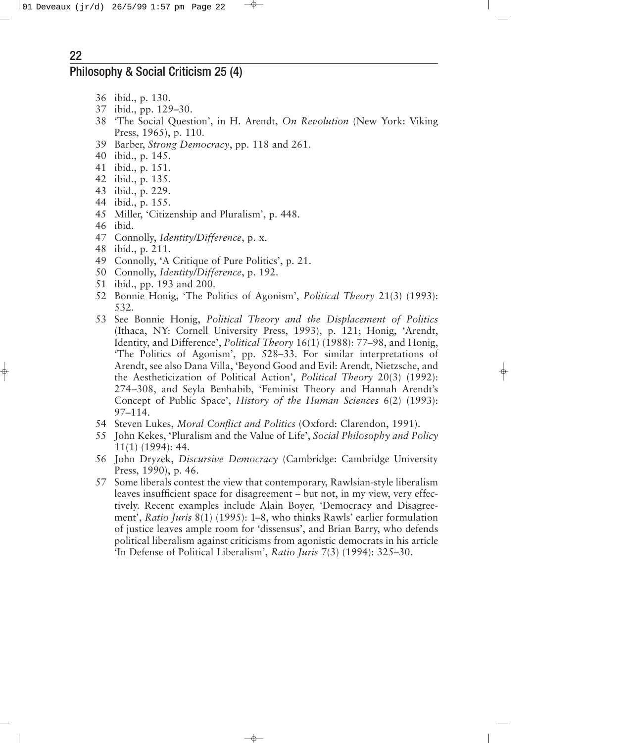36 ibid., p. 130.

37 ibid., pp. 129–30.

38 'The Social Question', in H. Arendt, *On Revolution* (New York: Viking Press, 1965), p. 110.

39 Barber, *Strong Democracy*, pp. 118 and 261.

40 ibid., p. 145.

41 ibid., p. 151.

42 ibid., p. 135.

43 ibid., p. 229.

44 ibid., p. 155.

45 Miller, 'Citizenship and Pluralism', p. 448.

46 ibid.

47 Connolly, *Identity/Difference*, p. x.

48 ibid., p. 211.

49 Connolly, 'A Critique of Pure Politics', p. 21.

50 Connolly, *Identity/Difference*, p. 192.

51 ibid., pp. 193 and 200.

52 Bonnie Honig, 'The Politics of Agonism', *Political Theory* 21(3) (1993): 532.

53 See Bonnie Honig, *Political Theory and the Displacement of Politics* (Ithaca, NY: Cornell University Press, 1993), p. 121; Honig, 'Arendt, Identity, and Difference', *Political Theory* 16(1) (1988): 77–98, and Honig, 'The Politics of Agonism', pp. 528–33. For similar interpretations of Arendt, see also Dana Villa, 'Beyond Good and Evil: Arendt, Nietzsche, and the Aestheticization of Political Action', *Political Theory* 20(3) (1992): 274–308, and Seyla Benhabib, 'Feminist Theory and Hannah Arendt's Concept of Public Space', *History of the Human Sciences* 6(2) (1993): 97–114.

54 Steven Lukes, *Moral Conflict and Politics* (Oxford: Clarendon, 1991).

55 John Kekes, 'Pluralism and the Value of Life', *Social Philosophy and Policy* 11(1) (1994): 44.

56 John Dryzek, *Discursive Democracy* (Cambridge: Cambridge University Press, 1990), p. 46.

57 Some liberals contest the view that contemporary, Rawlsian-style liberalism leaves insufficient space for disagreement – but not, in my view, very effectively. Recent examples include Alain Boyer, 'Democracy and Disagreement', *Ratio Juris* 8(1) (1995): 1–8, who thinks Rawls' earlier formulation of justice leaves ample room for 'dissensus', and Brian Barry, who defends political liberalism against criticisms from agonistic democrats in his article 'In Defense of Political Liberalism', *Ratio Juris* 7(3) (1994): 325–30.